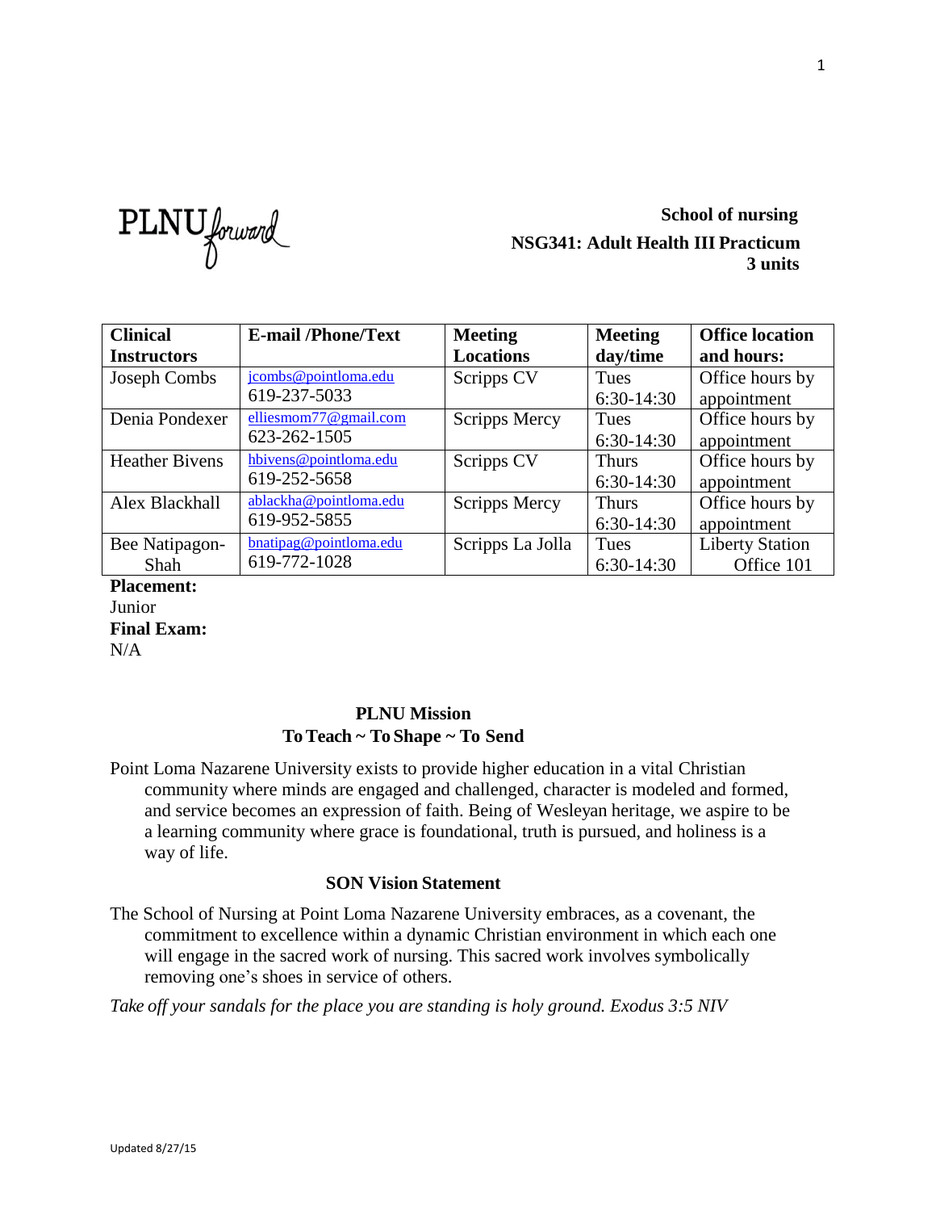PLNU forward

**School of nursing**
**NSG341: Adult Health III Practicum**
**3 units**

| Clinical Instructors | E-mail /Phone/Text | Meeting Locations | Meeting day/time | Office location and hours: |
|---|---|---|---|---|
| Joseph Combs | jcombs@pointloma.edu 619-237-5033 | Scripps CV | Tues 6:30-14:30 | Office hours by appointment |
| Denia Pondexer | elliesmom77@gmail.com 623-262-1505 | Scripps Mercy | Tues 6:30-14:30 | Office hours by appointment |
| Heather Bivens | hbivens@pointloma.edu 619-252-5658 | Scripps CV | Thurs 6:30-14:30 | Office hours by appointment |
| Alex Blackhall | ablackha@pointloma.edu 619-952-5855 | Scripps Mercy | Thurs 6:30-14:30 | Office hours by appointment |
| Bee Natipagon-Shah | bnatipag@pointloma.edu 619-772-1028 | Scripps La Jolla | Tues 6:30-14:30 | Liberty Station Office 101 |

**Placement:**
Junior
**Final Exam:**
N/A

## PLNU Mission
### To Teach ~ To Shape ~ To Send

Point Loma Nazarene University exists to provide higher education in a vital Christian community where minds are engaged and challenged, character is modeled and formed, and service becomes an expression of faith. Being of Wesleyan heritage, we aspire to be a learning community where grace is foundational, truth is pursued, and holiness is a way of life.

## SON Vision Statement

The School of Nursing at Point Loma Nazarene University embraces, as a covenant, the commitment to excellence within a dynamic Christian environment in which each one will engage in the sacred work of nursing. This sacred work involves symbolically removing one's shoes in service of others.

*Take off your sandals for the place you are standing is holy ground. Exodus 3:5 NIV*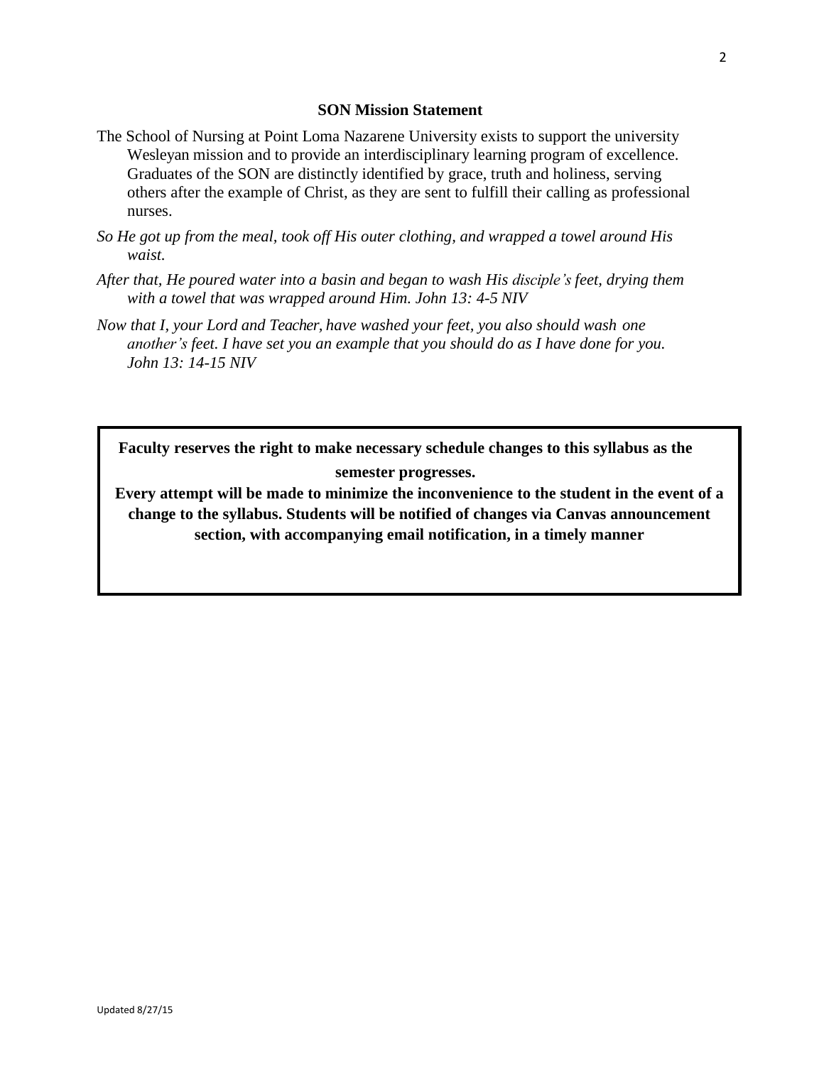## SON Mission Statement

The School of Nursing at Point Loma Nazarene University exists to support the university Wesleyan mission and to provide an interdisciplinary learning program of excellence. Graduates of the SON are distinctly identified by grace, truth and holiness, serving others after the example of Christ, as they are sent to fulfill their calling as professional nurses.

*So He got up from the meal, took off His outer clothing, and wrapped a towel around His waist.*

*After that, He poured water into a basin and began to wash His disciple's feet, drying them with a towel that was wrapped around Him. John 13: 4-5 NIV*

*Now that I, your Lord and Teacher, have washed your feet, you also should wash one another's feet. I have set you an example that you should do as I have done for you. John 13: 14-15 NIV*

**Faculty reserves the right to make necessary schedule changes to this syllabus as the semester progresses.**

**Every attempt will be made to minimize the inconvenience to the student in the event of a change to the syllabus. Students will be notified of changes via Canvas announcement section, with accompanying email notification, in a timely manner**

Updated 8/27/15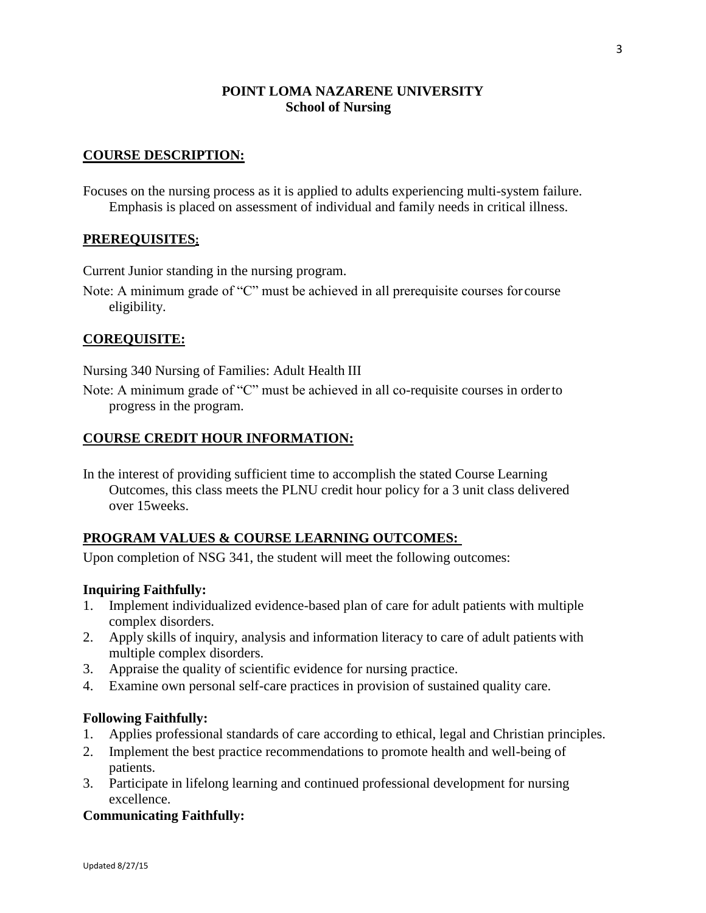**POINT LOMA NAZARENE UNIVERSITY**
**School of Nursing**

## COURSE DESCRIPTION:

Focuses on the nursing process as it is applied to adults experiencing multi-system failure. Emphasis is placed on assessment of individual and family needs in critical illness.

## PREREQUISITES:

Current Junior standing in the nursing program.

Note: A minimum grade of "C" must be achieved in all prerequisite courses for course eligibility.

## COREQUISITE:

Nursing 340 Nursing of Families: Adult Health III

Note: A minimum grade of "C" must be achieved in all co-requisite courses in order to progress in the program.

## COURSE CREDIT HOUR INFORMATION:

In the interest of providing sufficient time to accomplish the stated Course Learning Outcomes, this class meets the PLNU credit hour policy for a 3 unit class delivered over 15weeks.

## PROGRAM VALUES & COURSE LEARNING OUTCOMES:

Upon completion of NSG 341, the student will meet the following outcomes:

**Inquiring Faithfully:**

1. Implement individualized evidence-based plan of care for adult patients with multiple complex disorders.
2. Apply skills of inquiry, analysis and information literacy to care of adult patients with multiple complex disorders.
3. Appraise the quality of scientific evidence for nursing practice.
4. Examine own personal self-care practices in provision of sustained quality care.

**Following Faithfully:**

1. Applies professional standards of care according to ethical, legal and Christian principles.
2. Implement the best practice recommendations to promote health and well-being of patients.
3. Participate in lifelong learning and continued professional development for nursing excellence.

**Communicating Faithfully:**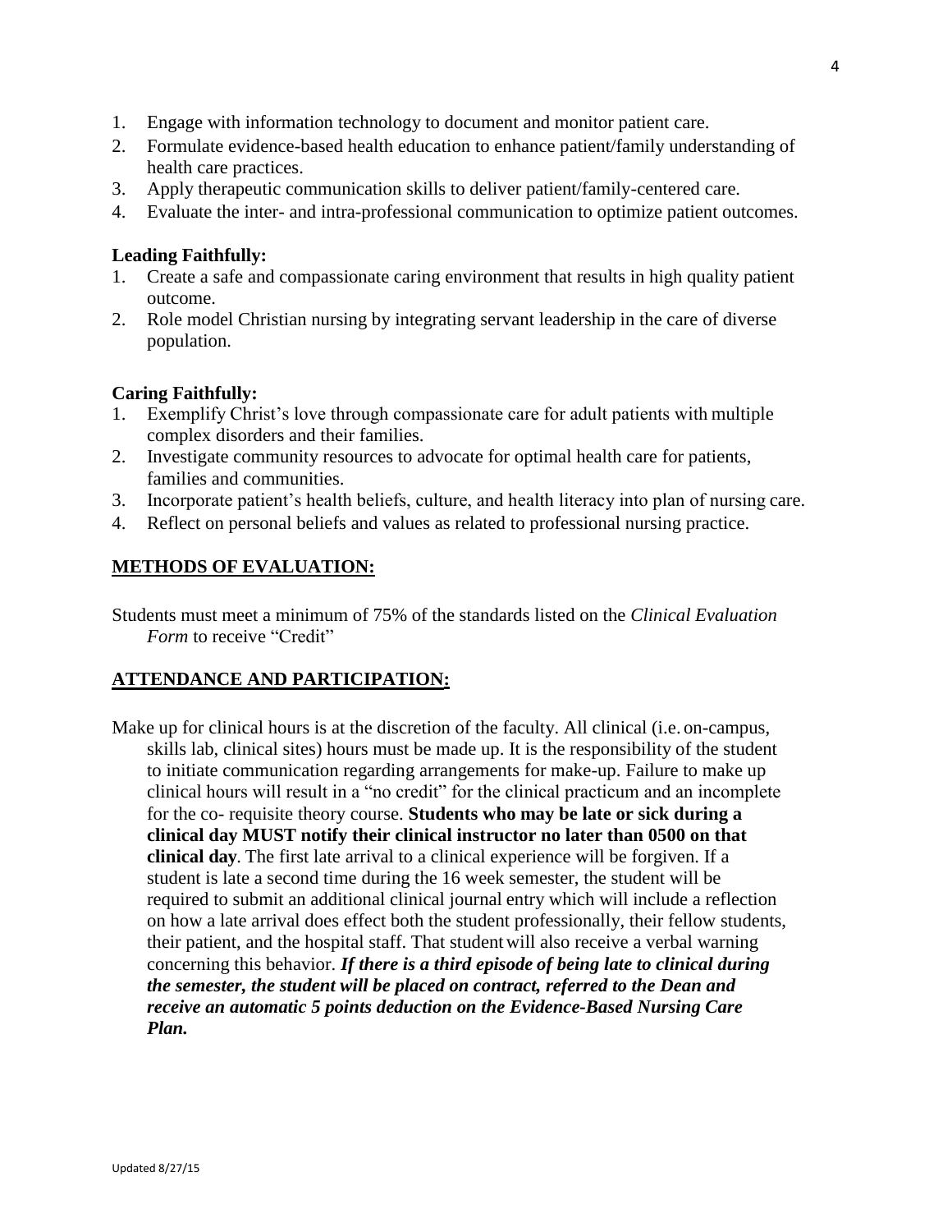1. Engage with information technology to document and monitor patient care.
2. Formulate evidence-based health education to enhance patient/family understanding of health care practices.
3. Apply therapeutic communication skills to deliver patient/family-centered care.
4. Evaluate the inter- and intra-professional communication to optimize patient outcomes.

**Leading Faithfully:**

1. Create a safe and compassionate caring environment that results in high quality patient outcome.
2. Role model Christian nursing by integrating servant leadership in the care of diverse population.

**Caring Faithfully:**

1. Exemplify Christ's love through compassionate care for adult patients with multiple complex disorders and their families.
2. Investigate community resources to advocate for optimal health care for patients, families and communities.
3. Incorporate patient's health beliefs, culture, and health literacy into plan of nursing care.
4. Reflect on personal beliefs and values as related to professional nursing practice.

## METHODS OF EVALUATION:

Students must meet a minimum of 75% of the standards listed on the *Clinical Evaluation Form* to receive "Credit"

## ATTENDANCE AND PARTICIPATION:

Make up for clinical hours is at the discretion of the faculty. All clinical (i.e. on-campus, skills lab, clinical sites) hours must be made up. It is the responsibility of the student to initiate communication regarding arrangements for make-up. Failure to make up clinical hours will result in a "no credit" for the clinical practicum and an incomplete for the co- requisite theory course. **Students who may be late or sick during a clinical day MUST notify their clinical instructor no later than 0500 on that clinical day**. The first late arrival to a clinical experience will be forgiven. If a student is late a second time during the 16 week semester, the student will be required to submit an additional clinical journal entry which will include a reflection on how a late arrival does effect both the student professionally, their fellow students, their patient, and the hospital staff. That student will also receive a verbal warning concerning this behavior. ***If there is a third episode of being late to clinical during the semester, the student will be placed on contract, referred to the Dean and receive an automatic 5 points deduction on the Evidence-Based Nursing Care Plan.***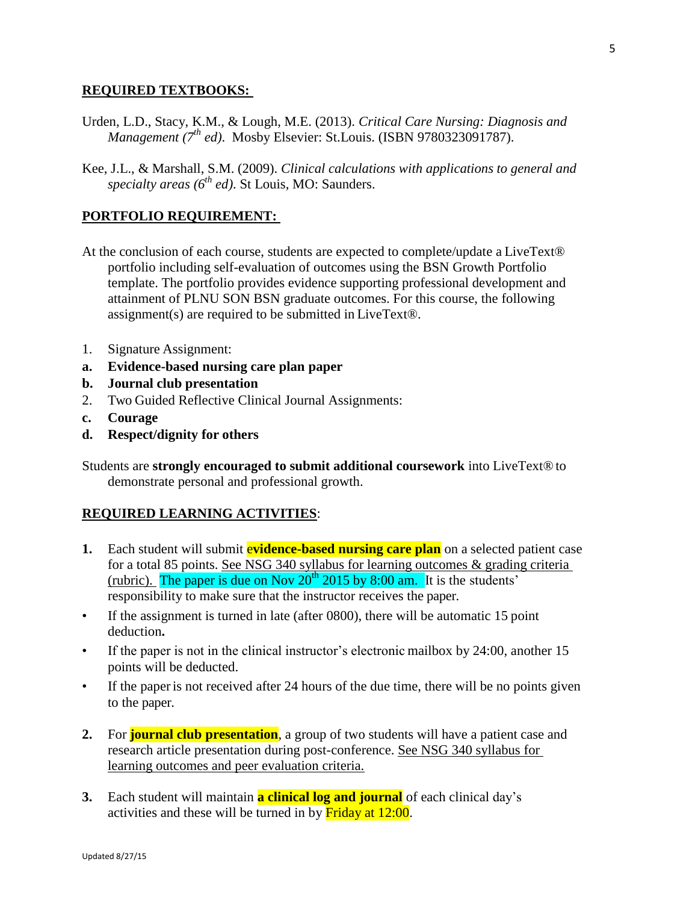## REQUIRED TEXTBOOKS:

Urden, L.D., Stacy, K.M., & Lough, M.E. (2013). *Critical Care Nursing: Diagnosis and Management (7th ed).* Mosby Elsevier: St.Louis. (ISBN 9780323091787).

Kee, J.L., & Marshall, S.M. (2009). *Clinical calculations with applications to general and specialty areas (6th ed)*. St Louis, MO: Saunders.

## PORTFOLIO REQUIREMENT:

At the conclusion of each course, students are expected to complete/update a LiveText® portfolio including self-evaluation of outcomes using the BSN Growth Portfolio template. The portfolio provides evidence supporting professional development and attainment of PLNU SON BSN graduate outcomes. For this course, the following assignment(s) are required to be submitted in LiveText®.

1. Signature Assignment:
   a. **Evidence-based nursing care plan paper**
   b. **Journal club presentation**
2. Two Guided Reflective Clinical Journal Assignments:
   c. **Courage**
   d. **Respect/dignity for others**

Students are **strongly encouraged to submit additional coursework** into LiveText® to demonstrate personal and professional growth.

## REQUIRED LEARNING ACTIVITIES:

1. Each student will submit **evidence-based nursing care plan** on a selected patient case for a total 85 points. See NSG 340 syllabus for learning outcomes & grading criteria (rubric). The paper is due on Nov 20th 2015 by 8:00 am. It is the students' responsibility to make sure that the instructor receives the paper.
   - If the assignment is turned in late (after 0800), there will be automatic 15 point deduction**.**
   - If the paper is not in the clinical instructor's electronic mailbox by 24:00, another 15 points will be deducted.
   - If the paper is not received after 24 hours of the due time, there will be no points given to the paper.
2. For **journal club presentation**, a group of two students will have a patient case and research article presentation during post-conference. See NSG 340 syllabus for learning outcomes and peer evaluation criteria.
3. Each student will maintain **a clinical log and journal** of each clinical day's activities and these will be turned in by Friday at 12:00.

Updated 8/27/15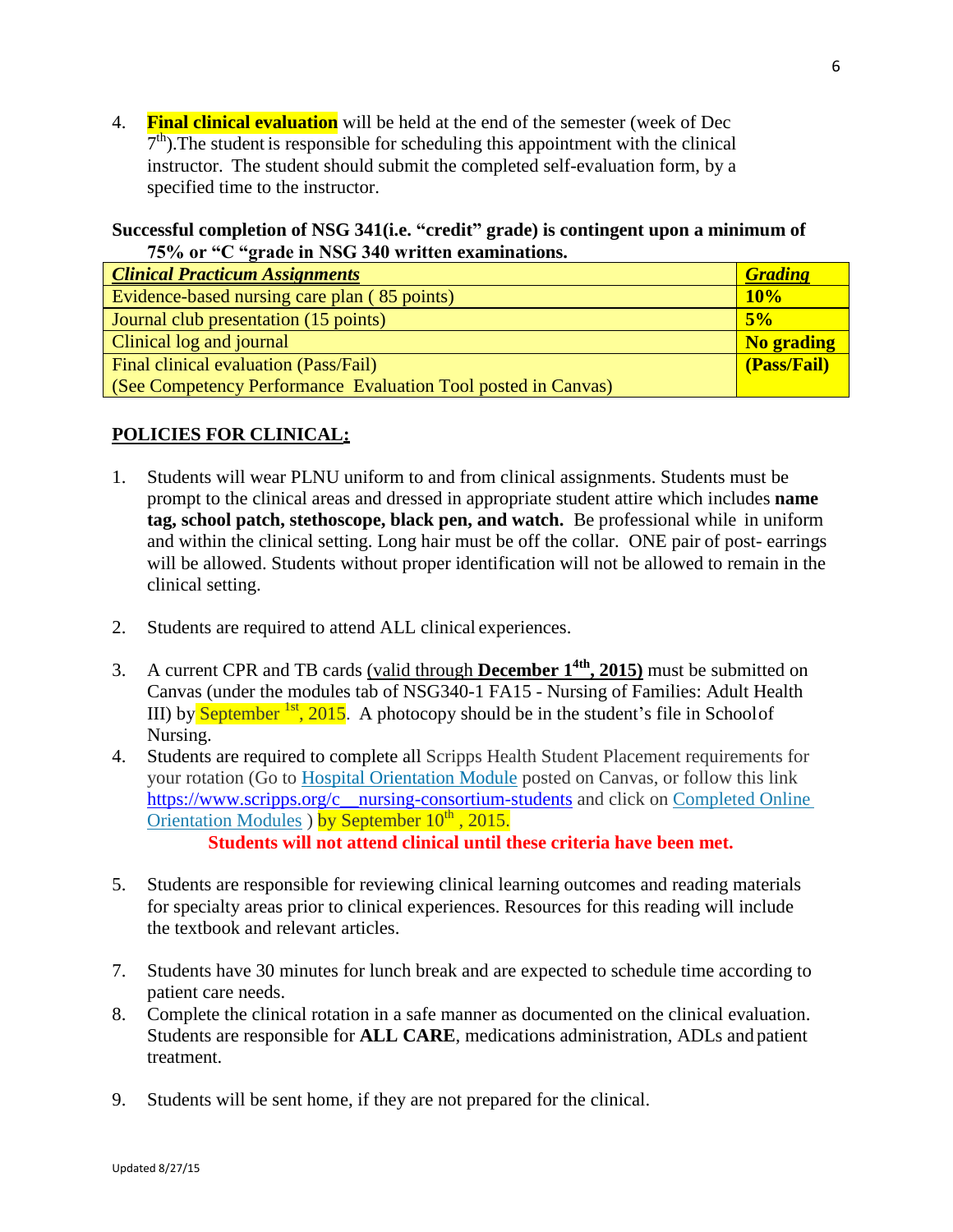4. **Final clinical evaluation** will be held at the end of the semester (week of Dec 7th).The student is responsible for scheduling this appointment with the clinical instructor. The student should submit the completed self-evaluation form, by a specified time to the instructor.

**Successful completion of NSG 341(i.e. "credit" grade) is contingent upon a minimum of 75% or "C "grade in NSG 340 written examinations.**

| ***Clinical Practicum Assignments*** | ***Grading*** |
|---|---|
| Evidence-based nursing care plan ( 85 points) | **10%** |
| Journal club presentation (15 points) | **5%** |
| Clinical log and journal | **No grading** |
| Final clinical evaluation (Pass/Fail)<br>(See Competency Performance Evaluation Tool posted in Canvas) | **(Pass/Fail)** |

**POLICIES FOR CLINICAL:**

1. Students will wear PLNU uniform to and from clinical assignments. Students must be prompt to the clinical areas and dressed in appropriate student attire which includes **name tag, school patch, stethoscope, black pen, and watch.** Be professional while in uniform and within the clinical setting. Long hair must be off the collar. ONE pair of post- earrings will be allowed. Students without proper identification will not be allowed to remain in the clinical setting.

2. Students are required to attend ALL clinical experiences.

3. A current CPR and TB cards (valid through **December 1th, 2015)** must be submitted on Canvas (under the modules tab of NSG340-1 FA15 - Nursing of Families: Adult Health III) by September 1st, 2015. A photocopy should be in the student's file in School of Nursing.
4. Students are required to complete all Scripps Health Student Placement requirements for your rotation (Go to Hospital Orientation Module posted on Canvas, or follow this link https://www.scripps.org/c__nursing-consortium-students and click on Completed Online Orientation Modules ) by September 10th , 2015.
   **Students will not attend clinical until these criteria have been met.**

5. Students are responsible for reviewing clinical learning outcomes and reading materials for specialty areas prior to clinical experiences. Resources for this reading will include the textbook and relevant articles.

7. Students have 30 minutes for lunch break and are expected to schedule time according to patient care needs.
8. Complete the clinical rotation in a safe manner as documented on the clinical evaluation. Students are responsible for **ALL CARE**, medications administration, ADLs and patient treatment.

9. Students will be sent home, if they are not prepared for the clinical.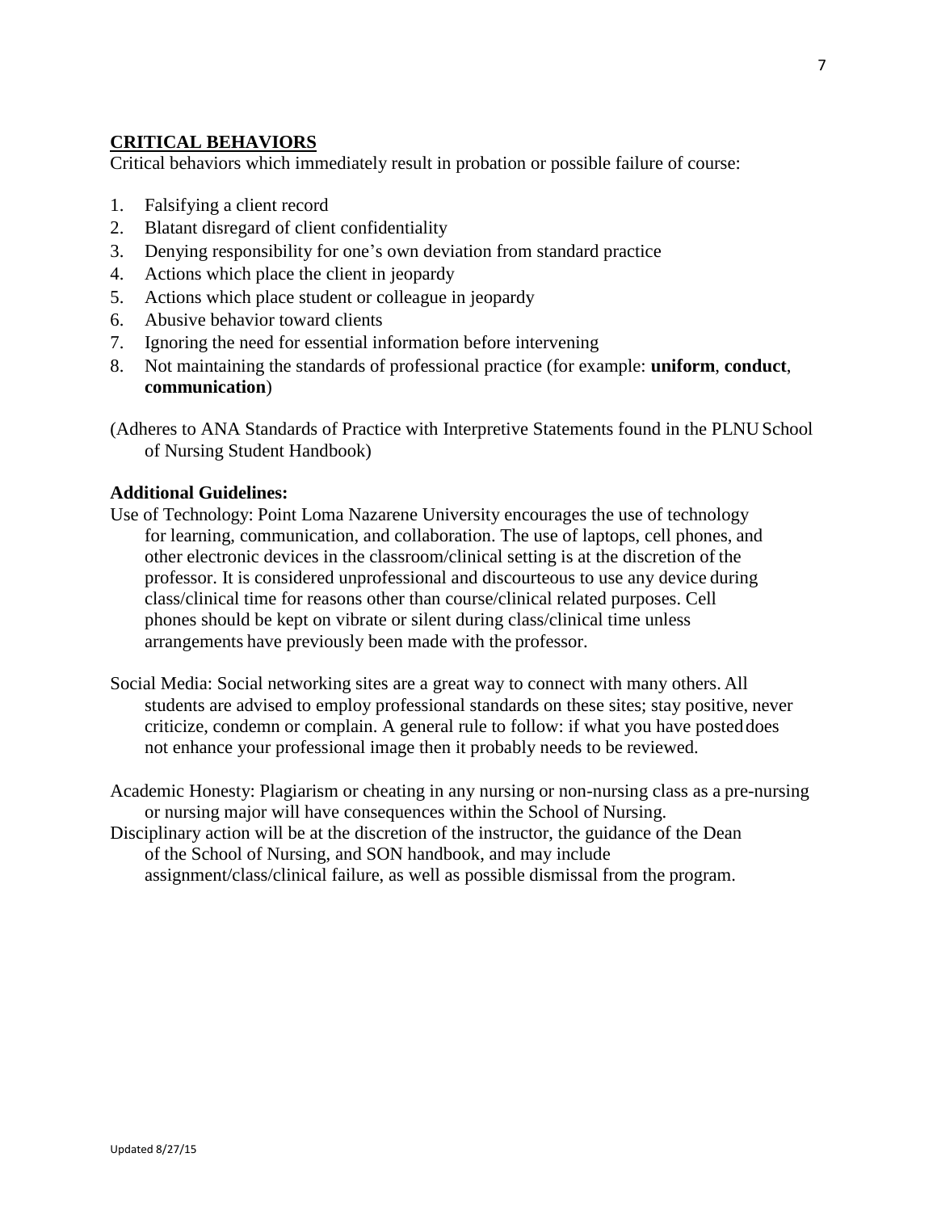## CRITICAL BEHAVIORS

Critical behaviors which immediately result in probation or possible failure of course:

1. Falsifying a client record
2. Blatant disregard of client confidentiality
3. Denying responsibility for one's own deviation from standard practice
4. Actions which place the client in jeopardy
5. Actions which place student or colleague in jeopardy
6. Abusive behavior toward clients
7. Ignoring the need for essential information before intervening
8. Not maintaining the standards of professional practice (for example: **uniform**, **conduct**, **communication**)

(Adheres to ANA Standards of Practice with Interpretive Statements found in the PLNU School of Nursing Student Handbook)

**Additional Guidelines:**

Use of Technology: Point Loma Nazarene University encourages the use of technology for learning, communication, and collaboration. The use of laptops, cell phones, and other electronic devices in the classroom/clinical setting is at the discretion of the professor. It is considered unprofessional and discourteous to use any device during class/clinical time for reasons other than course/clinical related purposes. Cell phones should be kept on vibrate or silent during class/clinical time unless arrangements have previously been made with the professor.

Social Media: Social networking sites are a great way to connect with many others. All students are advised to employ professional standards on these sites; stay positive, never criticize, condemn or complain. A general rule to follow: if what you have posted does not enhance your professional image then it probably needs to be reviewed.

Academic Honesty: Plagiarism or cheating in any nursing or non-nursing class as a pre-nursing or nursing major will have consequences within the School of Nursing.

Disciplinary action will be at the discretion of the instructor, the guidance of the Dean of the School of Nursing, and SON handbook, and may include assignment/class/clinical failure, as well as possible dismissal from the program.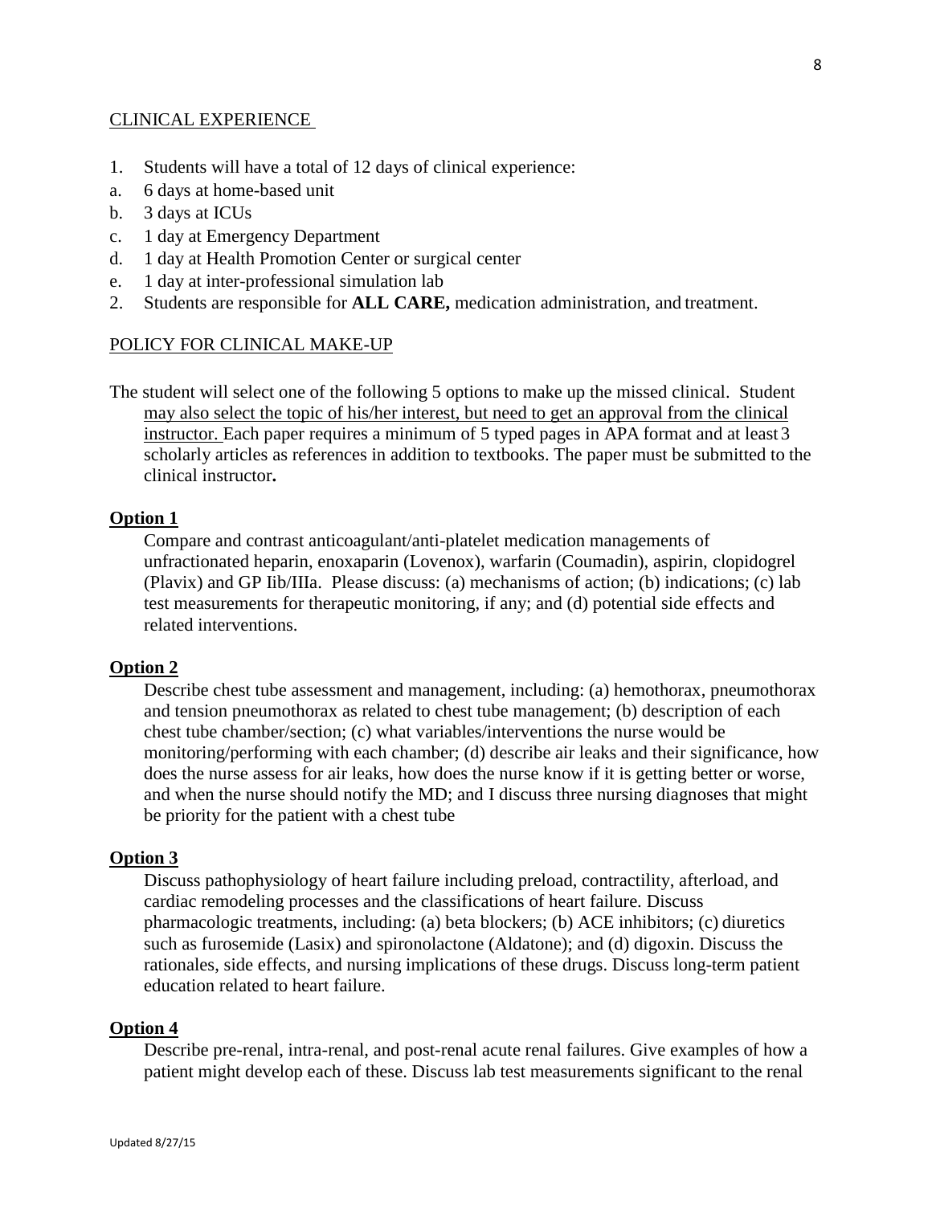## CLINICAL EXPERIENCE

1. Students will have a total of 12 days of clinical experience:
   a. 6 days at home-based unit
   b. 3 days at ICUs
   c. 1 day at Emergency Department
   d. 1 day at Health Promotion Center or surgical center
   e. 1 day at inter-professional simulation lab
2. Students are responsible for **ALL CARE,** medication administration, and treatment.

## POLICY FOR CLINICAL MAKE-UP

The student will select one of the following 5 options to make up the missed clinical. Student may also select the topic of his/her interest, but need to get an approval from the clinical instructor. Each paper requires a minimum of 5 typed pages in APA format and at least 3 scholarly articles as references in addition to textbooks. The paper must be submitted to the clinical instructor**.**

### Option 1

Compare and contrast anticoagulant/anti-platelet medication managements of unfractionated heparin, enoxaparin (Lovenox), warfarin (Coumadin), aspirin, clopidogrel (Plavix) and GP Iib/IIIa. Please discuss: (a) mechanisms of action; (b) indications; (c) lab test measurements for therapeutic monitoring, if any; and (d) potential side effects and related interventions.

### Option 2

Describe chest tube assessment and management, including: (a) hemothorax, pneumothorax and tension pneumothorax as related to chest tube management; (b) description of each chest tube chamber/section; (c) what variables/interventions the nurse would be monitoring/performing with each chamber; (d) describe air leaks and their significance, how does the nurse assess for air leaks, how does the nurse know if it is getting better or worse, and when the nurse should notify the MD; and I discuss three nursing diagnoses that might be priority for the patient with a chest tube

### Option 3

Discuss pathophysiology of heart failure including preload, contractility, afterload, and cardiac remodeling processes and the classifications of heart failure. Discuss pharmacologic treatments, including: (a) beta blockers; (b) ACE inhibitors; (c) diuretics such as furosemide (Lasix) and spironolactone (Aldatone); and (d) digoxin. Discuss the rationales, side effects, and nursing implications of these drugs. Discuss long-term patient education related to heart failure.

### Option 4

Describe pre-renal, intra-renal, and post-renal acute renal failures. Give examples of how a patient might develop each of these. Discuss lab test measurements significant to the renal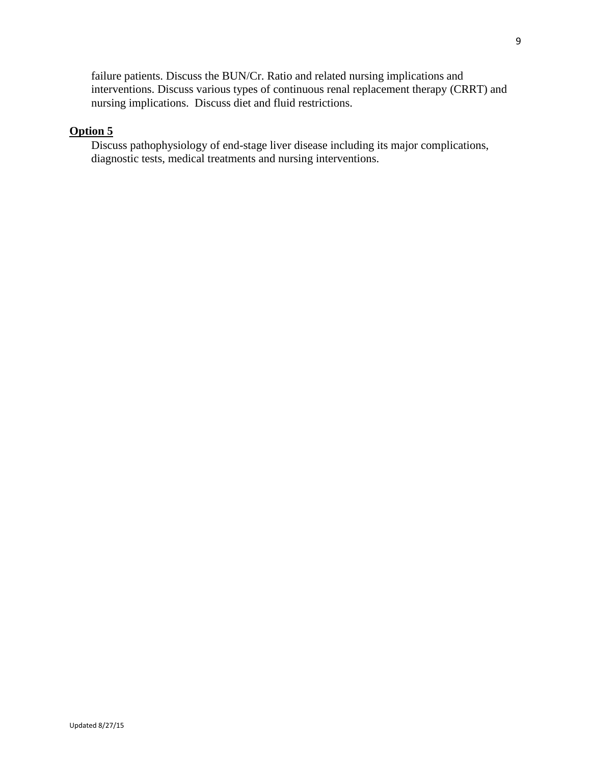failure patients. Discuss the BUN/Cr. Ratio and related nursing implications and interventions. Discuss various types of continuous renal replacement therapy (CRRT) and nursing implications. Discuss diet and fluid restrictions.

**Option 5**

Discuss pathophysiology of end-stage liver disease including its major complications, diagnostic tests, medical treatments and nursing interventions.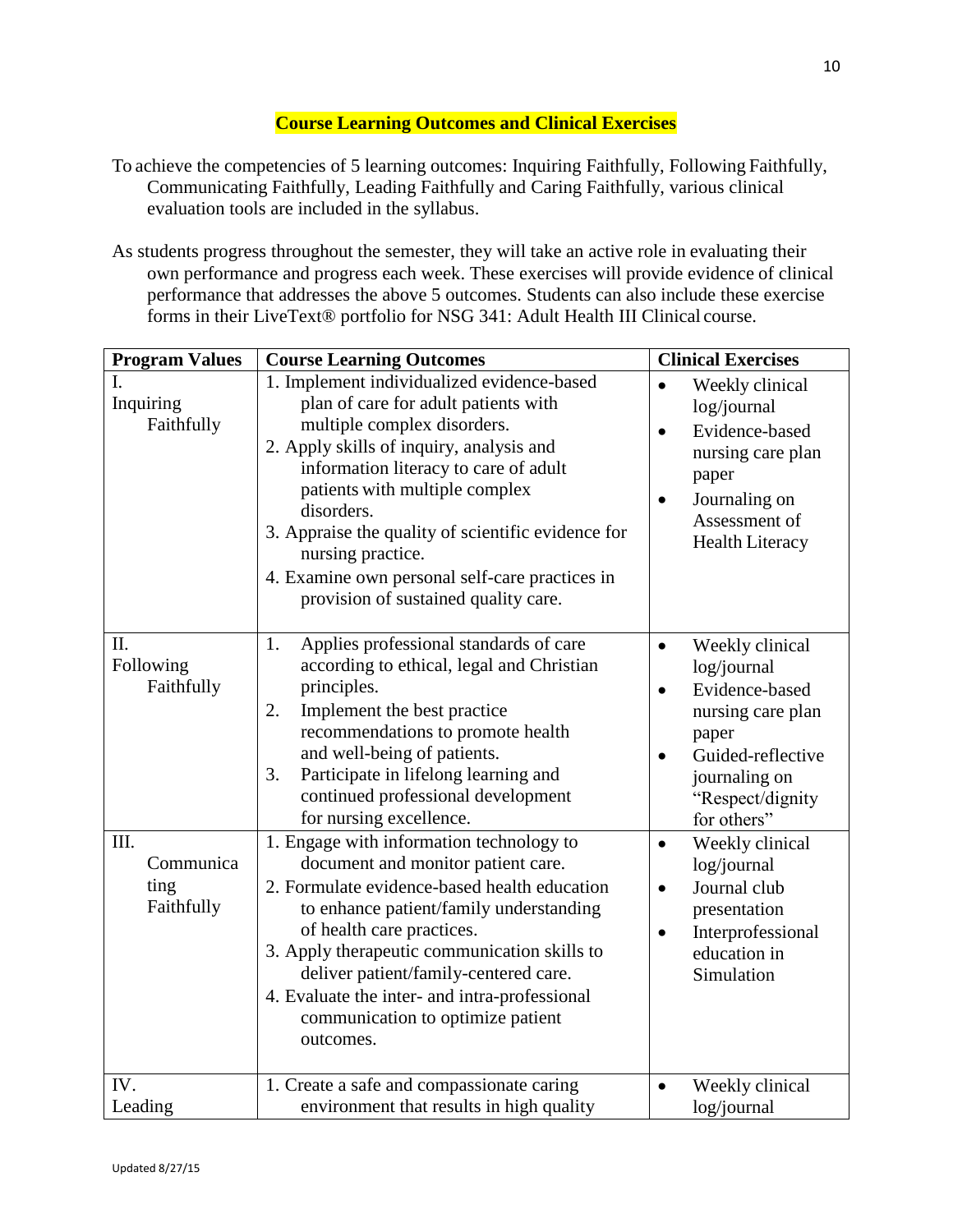## Course Learning Outcomes and Clinical Exercises

To achieve the competencies of 5 learning outcomes: Inquiring Faithfully, Following Faithfully, Communicating Faithfully, Leading Faithfully and Caring Faithfully, various clinical evaluation tools are included in the syllabus.

As students progress throughout the semester, they will take an active role in evaluating their own performance and progress each week. These exercises will provide evidence of clinical performance that addresses the above 5 outcomes. Students can also include these exercise forms in their LiveText® portfolio for NSG 341: Adult Health III Clinical course.

| Program Values | Course Learning Outcomes | Clinical Exercises |
|---|---|---|
| I. Inquiring Faithfully | 1. Implement individualized evidence-based plan of care for adult patients with multiple complex disorders.<br>2. Apply skills of inquiry, analysis and information literacy to care of adult patients with multiple complex disorders.<br>3. Appraise the quality of scientific evidence for nursing practice.<br>4. Examine own personal self-care practices in provision of sustained quality care. | • Weekly clinical log/journal<br>• Evidence-based nursing care plan paper<br>• Journaling on Assessment of Health Literacy |
| II. Following Faithfully | 1. Applies professional standards of care according to ethical, legal and Christian principles.<br>2. Implement the best practice recommendations to promote health and well-being of patients.<br>3. Participate in lifelong learning and continued professional development for nursing excellence. | • Weekly clinical log/journal<br>• Evidence-based nursing care plan paper<br>• Guided-reflective journaling on "Respect/dignity for others" |
| III. Communicating Faithfully | 1. Engage with information technology to document and monitor patient care.<br>2. Formulate evidence-based health education to enhance patient/family understanding of health care practices.<br>3. Apply therapeutic communication skills to deliver patient/family-centered care.<br>4. Evaluate the inter- and intra-professional communication to optimize patient outcomes. | • Weekly clinical log/journal<br>• Journal club presentation<br>• Interprofessional education in Simulation |
| IV. Leading | 1. Create a safe and compassionate caring environment that results in high quality | • Weekly clinical log/journal |

Updated 8/27/15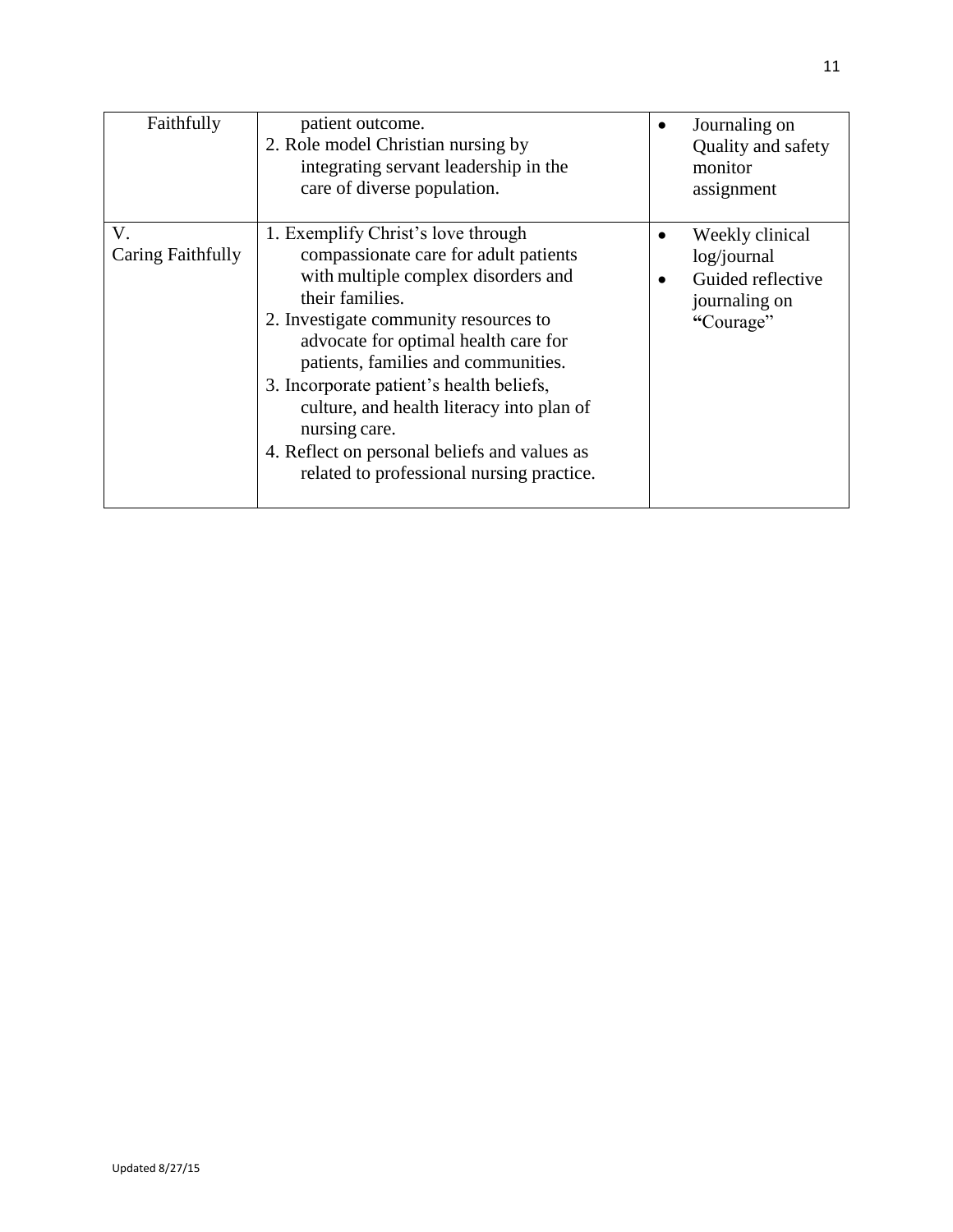| | | |
|---|---|---|
| Faithfully | patient outcome.<br>2. Role model Christian nursing by integrating servant leadership in the care of diverse population. | • Journaling on Quality and safety monitor assignment |
| V. Caring Faithfully | 1. Exemplify Christ's love through compassionate care for adult patients with multiple complex disorders and their families.<br>2. Investigate community resources to advocate for optimal health care for patients, families and communities.<br>3. Incorporate patient's health beliefs, culture, and health literacy into plan of nursing care.<br>4. Reflect on personal beliefs and values as related to professional nursing practice. | • Weekly clinical log/journal<br>• Guided reflective journaling on "Courage" |

Updated 8/27/15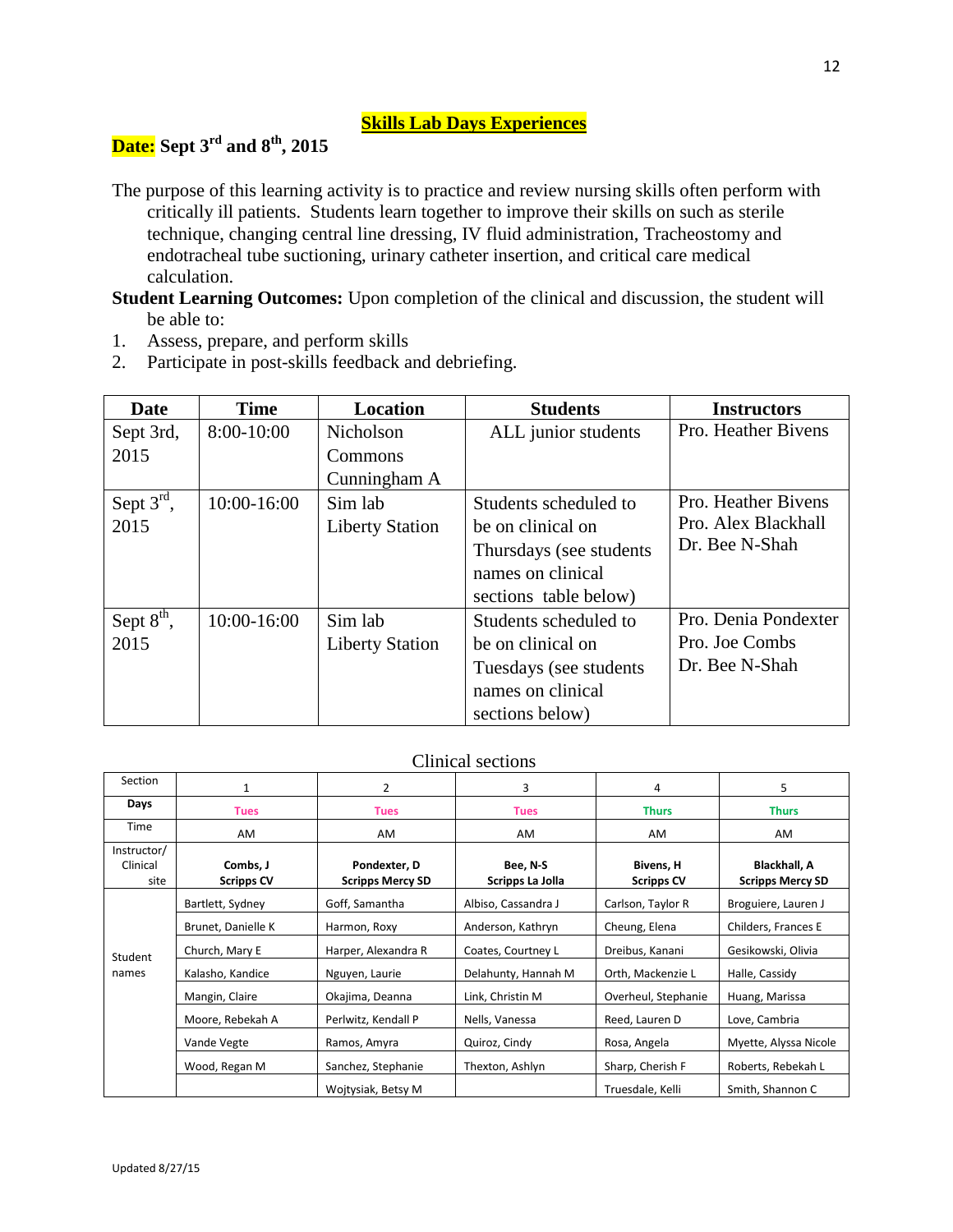# Skills Lab Days Experiences

**Date: Sept 3rd and 8th, 2015**

The purpose of this learning activity is to practice and review nursing skills often perform with critically ill patients. Students learn together to improve their skills on such as sterile technique, changing central line dressing, IV fluid administration, Tracheostomy and endotracheal tube suctioning, urinary catheter insertion, and critical care medical calculation.

**Student Learning Outcomes:** Upon completion of the clinical and discussion, the student will be able to:

1. Assess, prepare, and perform skills
2. Participate in post-skills feedback and debriefing.

| Date | Time | Location | Students | Instructors |
|---|---|---|---|---|
| Sept 3rd, 2015 | 8:00-10:00 | Nicholson Commons Cunningham A | ALL junior students | Pro. Heather Bivens |
| Sept 3rd, 2015 | 10:00-16:00 | Sim lab Liberty Station | Students scheduled to be on clinical on Thursdays (see students names on clinical sections table below) | Pro. Heather Bivens<br>Pro. Alex Blackhall<br>Dr. Bee N-Shah |
| Sept 8th, 2015 | 10:00-16:00 | Sim lab Liberty Station | Students scheduled to be on clinical on Tuesdays (see students names on clinical sections below) | Pro. Denia Pondexter<br>Pro. Joe Combs<br>Dr. Bee N-Shah |

Clinical sections

| Section | 1 | 2 | 3 | 4 | 5 |
|---|---|---|---|---|---|
| **Days** | Tues | Tues | Tues | Thurs | Thurs |
| Time | AM | AM | AM | AM | AM |
| Instructor/ Clinical site | **Combs, J Scripps CV** | **Pondexter, D Scripps Mercy SD** | **Bee, N-S Scripps La Jolla** | **Bivens, H Scripps CV** | **Blackhall, A Scripps Mercy SD** |
| Student names | Bartlett, Sydney | Goff, Samantha | Albiso, Cassandra J | Carlson, Taylor R | Broguiere, Lauren J |
| | Brunet, Danielle K | Harmon, Roxy | Anderson, Kathryn | Cheung, Elena | Childers, Frances E |
| | Church, Mary E | Harper, Alexandra R | Coates, Courtney L | Dreibus, Kanani | Gesikowski, Olivia |
| | Kalasho, Kandice | Nguyen, Laurie | Delahunty, Hannah M | Orth, Mackenzie L | Halle, Cassidy |
| | Mangin, Claire | Okajima, Deanna | Link, Christin M | Overheul, Stephanie | Huang, Marissa |
| | Moore, Rebekah A | Perlwitz, Kendall P | Nells, Vanessa | Reed, Lauren D | Love, Cambria |
| | Vande Vegte | Ramos, Amyra | Quiroz, Cindy | Rosa, Angela | Myette, Alyssa Nicole |
| | Wood, Regan M | Sanchez, Stephanie | Thexton, Ashlyn | Sharp, Cherish F | Roberts, Rebekah L |
| | | Wojtysiak, Betsy M | | Truesdale, Kelli | Smith, Shannon C |

Updated 8/27/15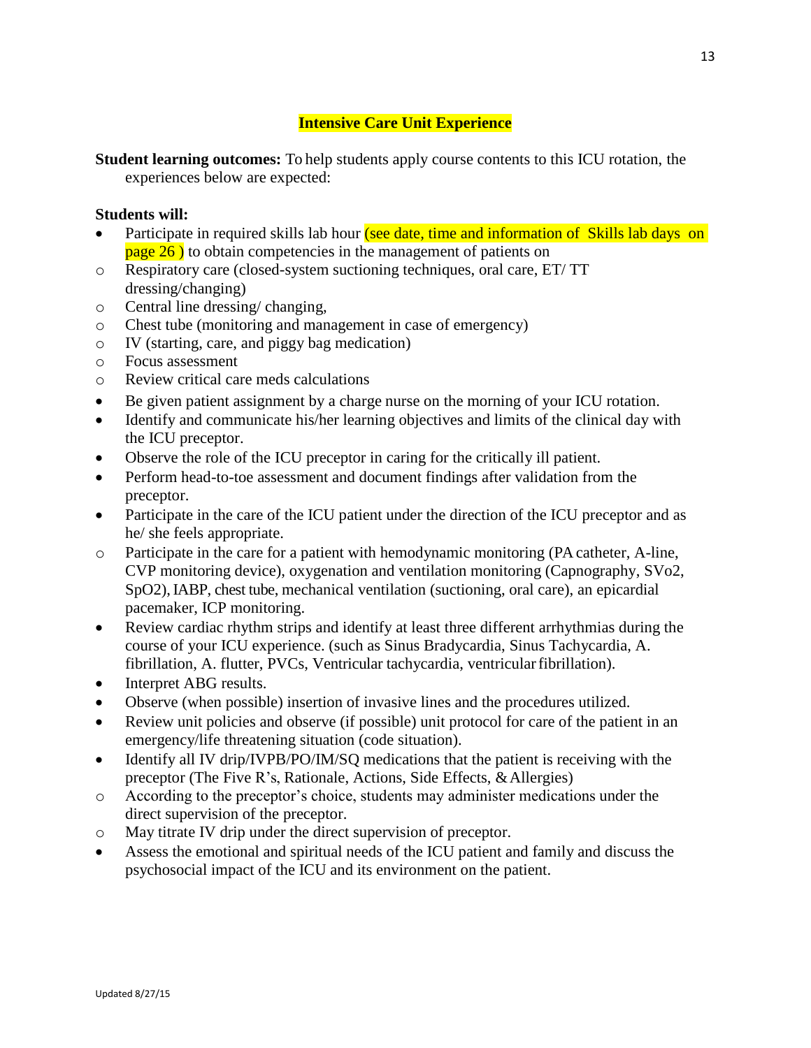## Intensive Care Unit Experience

**Student learning outcomes:** To help students apply course contents to this ICU rotation, the experiences below are expected:

**Students will:**

- Participate in required skills lab hour (see date, time and information of Skills lab days on page 26 ) to obtain competencies in the management of patients on
  - Respiratory care (closed-system suctioning techniques, oral care, ET/ TT dressing/changing)
  - Central line dressing/ changing,
  - Chest tube (monitoring and management in case of emergency)
  - IV (starting, care, and piggy bag medication)
  - Focus assessment
  - Review critical care meds calculations
- Be given patient assignment by a charge nurse on the morning of your ICU rotation.
- Identify and communicate his/her learning objectives and limits of the clinical day with the ICU preceptor.
- Observe the role of the ICU preceptor in caring for the critically ill patient.
- Perform head-to-toe assessment and document findings after validation from the preceptor.
- Participate in the care of the ICU patient under the direction of the ICU preceptor and as he/ she feels appropriate.
  - Participate in the care for a patient with hemodynamic monitoring (PA catheter, A-line, CVP monitoring device), oxygenation and ventilation monitoring (Capnography, SVo2, SpO2), IABP, chest tube, mechanical ventilation (suctioning, oral care), an epicardial pacemaker, ICP monitoring.
- Review cardiac rhythm strips and identify at least three different arrhythmias during the course of your ICU experience. (such as Sinus Bradycardia, Sinus Tachycardia, A. fibrillation, A. flutter, PVCs, Ventricular tachycardia, ventricular fibrillation).
- Interpret ABG results.
- Observe (when possible) insertion of invasive lines and the procedures utilized.
- Review unit policies and observe (if possible) unit protocol for care of the patient in an emergency/life threatening situation (code situation).
- Identify all IV drip/IVPB/PO/IM/SQ medications that the patient is receiving with the preceptor (The Five R's, Rationale, Actions, Side Effects, & Allergies)
  - According to the preceptor's choice, students may administer medications under the direct supervision of the preceptor.
  - May titrate IV drip under the direct supervision of preceptor.
- Assess the emotional and spiritual needs of the ICU patient and family and discuss the psychosocial impact of the ICU and its environment on the patient.

Updated 8/27/15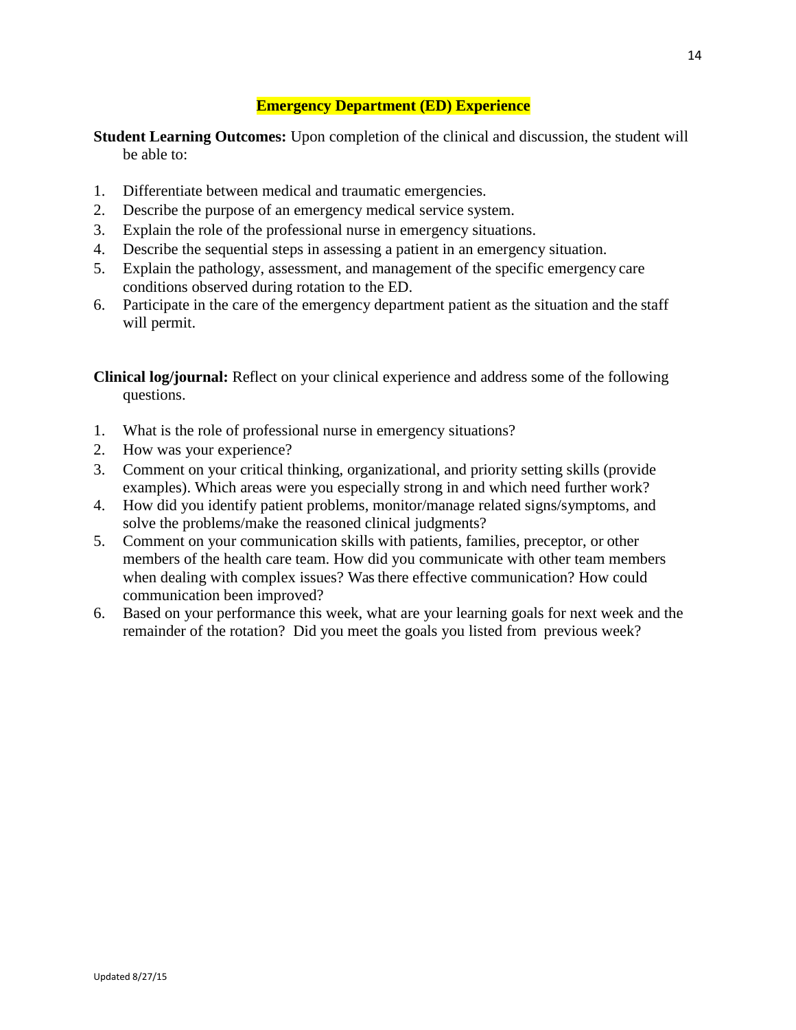## Emergency Department (ED) Experience

**Student Learning Outcomes:** Upon completion of the clinical and discussion, the student will be able to:

1. Differentiate between medical and traumatic emergencies.
2. Describe the purpose of an emergency medical service system.
3. Explain the role of the professional nurse in emergency situations.
4. Describe the sequential steps in assessing a patient in an emergency situation.
5. Explain the pathology, assessment, and management of the specific emergency care conditions observed during rotation to the ED.
6. Participate in the care of the emergency department patient as the situation and the staff will permit.

**Clinical log/journal:** Reflect on your clinical experience and address some of the following questions.

1. What is the role of professional nurse in emergency situations?
2. How was your experience?
3. Comment on your critical thinking, organizational, and priority setting skills (provide examples). Which areas were you especially strong in and which need further work?
4. How did you identify patient problems, monitor/manage related signs/symptoms, and solve the problems/make the reasoned clinical judgments?
5. Comment on your communication skills with patients, families, preceptor, or other members of the health care team. How did you communicate with other team members when dealing with complex issues? Was there effective communication? How could communication been improved?
6. Based on your performance this week, what are your learning goals for next week and the remainder of the rotation? Did you meet the goals you listed from previous week?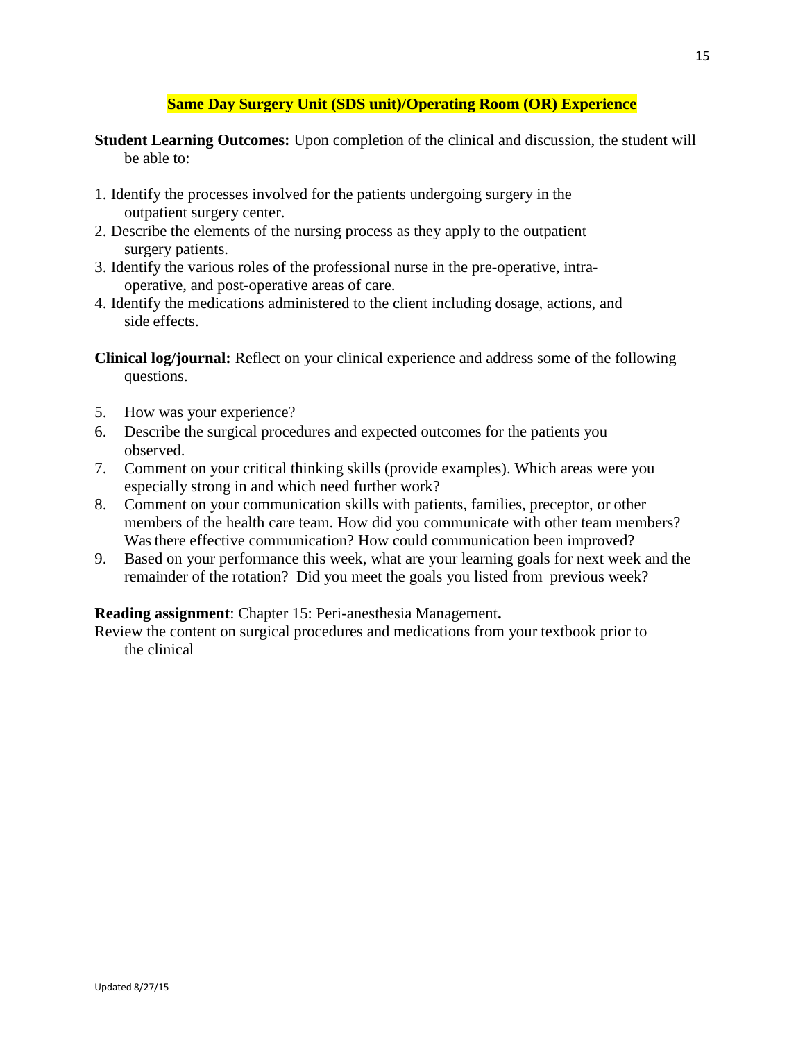## Same Day Surgery Unit (SDS unit)/Operating Room (OR) Experience

**Student Learning Outcomes:** Upon completion of the clinical and discussion, the student will be able to:

1. Identify the processes involved for the patients undergoing surgery in the outpatient surgery center.
2. Describe the elements of the nursing process as they apply to the outpatient surgery patients.
3. Identify the various roles of the professional nurse in the pre-operative, intra-operative, and post-operative areas of care.
4. Identify the medications administered to the client including dosage, actions, and side effects.

**Clinical log/journal:** Reflect on your clinical experience and address some of the following questions.

5. How was your experience?
6. Describe the surgical procedures and expected outcomes for the patients you observed.
7. Comment on your critical thinking skills (provide examples). Which areas were you especially strong in and which need further work?
8. Comment on your communication skills with patients, families, preceptor, or other members of the health care team. How did you communicate with other team members? Was there effective communication? How could communication been improved?
9. Based on your performance this week, what are your learning goals for next week and the remainder of the rotation? Did you meet the goals you listed from previous week?

**Reading assignment**: Chapter 15: Peri-anesthesia Management**.**

Review the content on surgical procedures and medications from your textbook prior to the clinical

Updated 8/27/15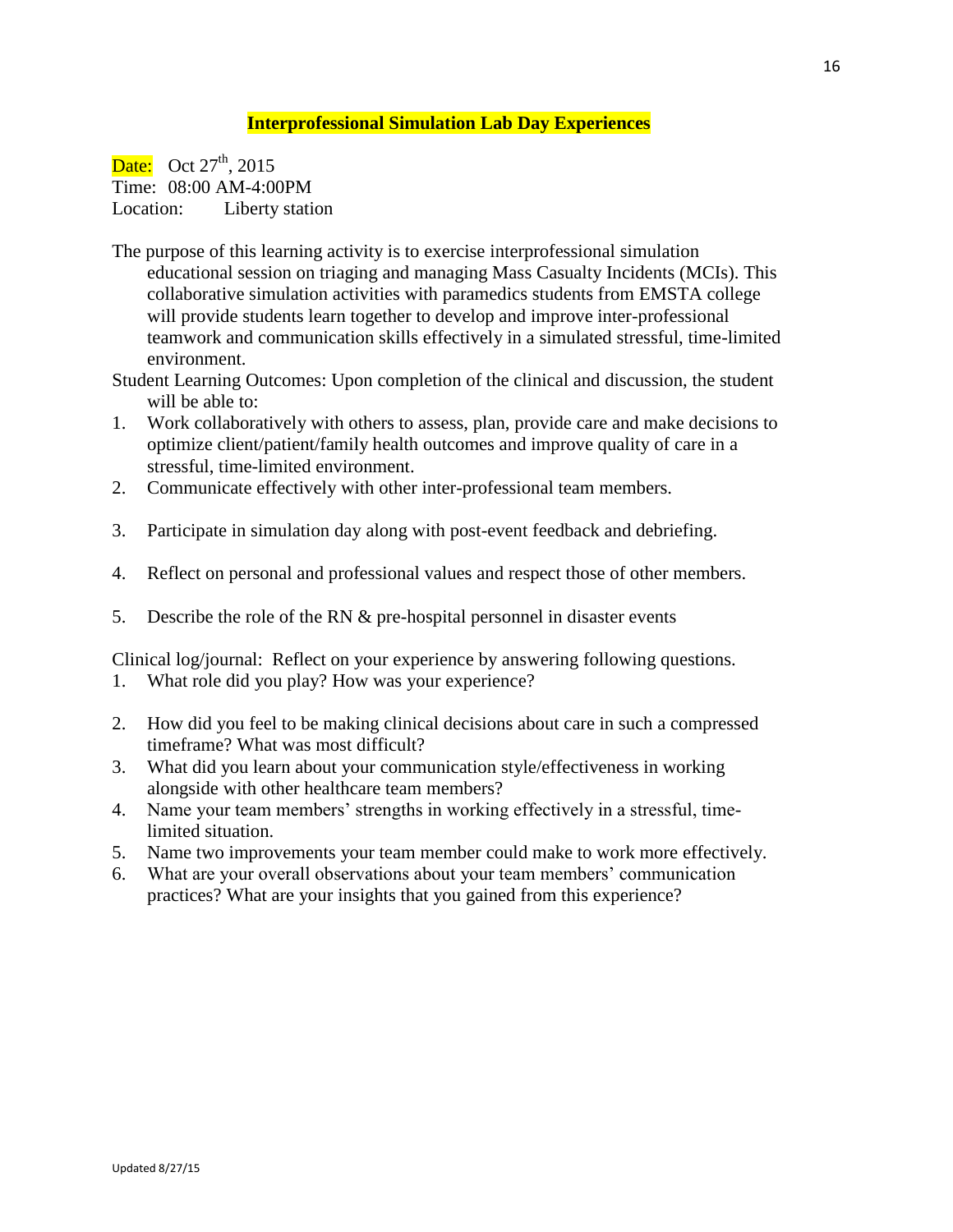## Interprofessional Simulation Lab Day Experiences

Date: Oct 27th, 2015
Time: 08:00 AM-4:00PM
Location: Liberty station

The purpose of this learning activity is to exercise interprofessional simulation educational session on triaging and managing Mass Casualty Incidents (MCIs). This collaborative simulation activities with paramedics students from EMSTA college will provide students learn together to develop and improve inter-professional teamwork and communication skills effectively in a simulated stressful, time-limited environment.

Student Learning Outcomes: Upon completion of the clinical and discussion, the student will be able to:

1. Work collaboratively with others to assess, plan, provide care and make decisions to optimize client/patient/family health outcomes and improve quality of care in a stressful, time-limited environment.
2. Communicate effectively with other inter-professional team members.
3. Participate in simulation day along with post-event feedback and debriefing.
4. Reflect on personal and professional values and respect those of other members.
5. Describe the role of the RN & pre-hospital personnel in disaster events

Clinical log/journal: Reflect on your experience by answering following questions.

1. What role did you play? How was your experience?
2. How did you feel to be making clinical decisions about care in such a compressed timeframe? What was most difficult?
3. What did you learn about your communication style/effectiveness in working alongside with other healthcare team members?
4. Name your team members' strengths in working effectively in a stressful, time-limited situation.
5. Name two improvements your team member could make to work more effectively.
6. What are your overall observations about your team members' communication practices? What are your insights that you gained from this experience?

Updated 8/27/15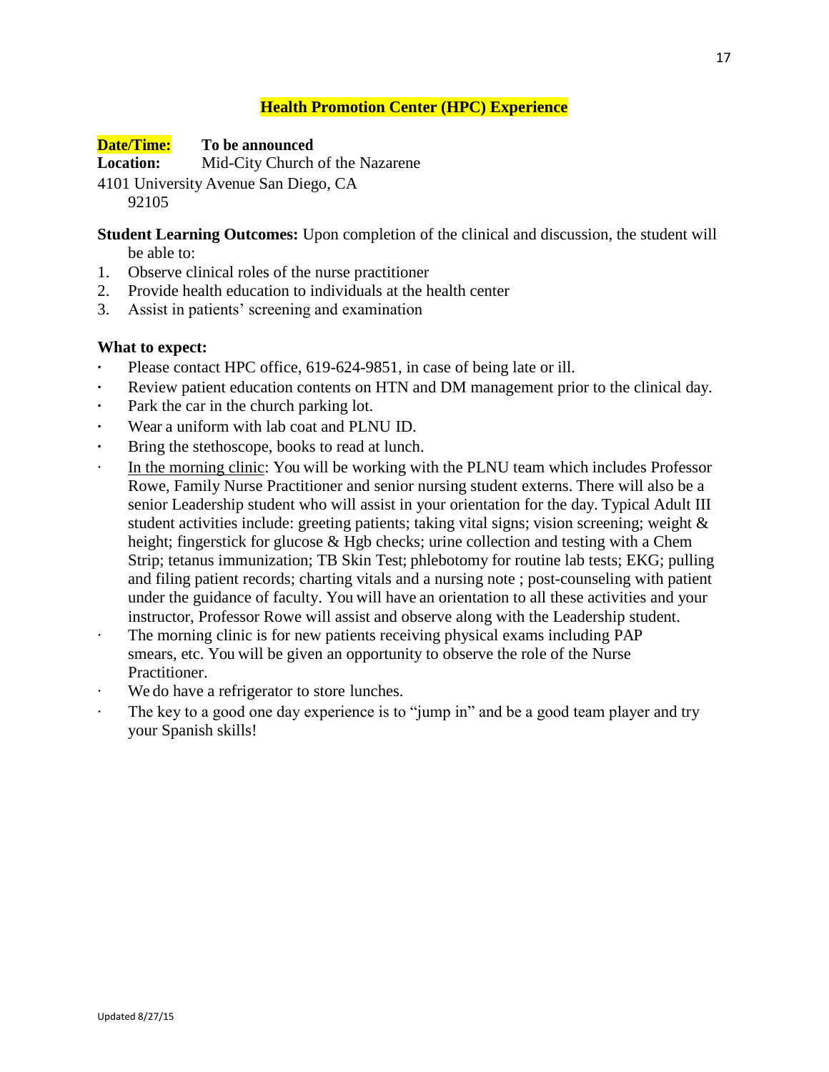## Health Promotion Center (HPC) Experience

**Date/Time:** **To be announced**

**Location:** Mid-City Church of the Nazarene
4101 University Avenue San Diego, CA
92105

**Student Learning Outcomes:** Upon completion of the clinical and discussion, the student will be able to:

1. Observe clinical roles of the nurse practitioner
2. Provide health education to individuals at the health center
3. Assist in patients' screening and examination

**What to expect:**

- Please contact HPC office, 619-624-9851, in case of being late or ill.
- Review patient education contents on HTN and DM management prior to the clinical day.
- Park the car in the church parking lot.
- Wear a uniform with lab coat and PLNU ID.
- Bring the stethoscope, books to read at lunch.
- In the morning clinic: You will be working with the PLNU team which includes Professor Rowe, Family Nurse Practitioner and senior nursing student externs. There will also be a senior Leadership student who will assist in your orientation for the day. Typical Adult III student activities include: greeting patients; taking vital signs; vision screening; weight & height; fingerstick for glucose & Hgb checks; urine collection and testing with a Chem Strip; tetanus immunization; TB Skin Test; phlebotomy for routine lab tests; EKG; pulling and filing patient records; charting vitals and a nursing note ; post-counseling with patient under the guidance of faculty. You will have an orientation to all these activities and your instructor, Professor Rowe will assist and observe along with the Leadership student.
- The morning clinic is for new patients receiving physical exams including PAP smears, etc. You will be given an opportunity to observe the role of the Nurse Practitioner.
- We do have a refrigerator to store lunches.
- The key to a good one day experience is to "jump in" and be a good team player and try your Spanish skills!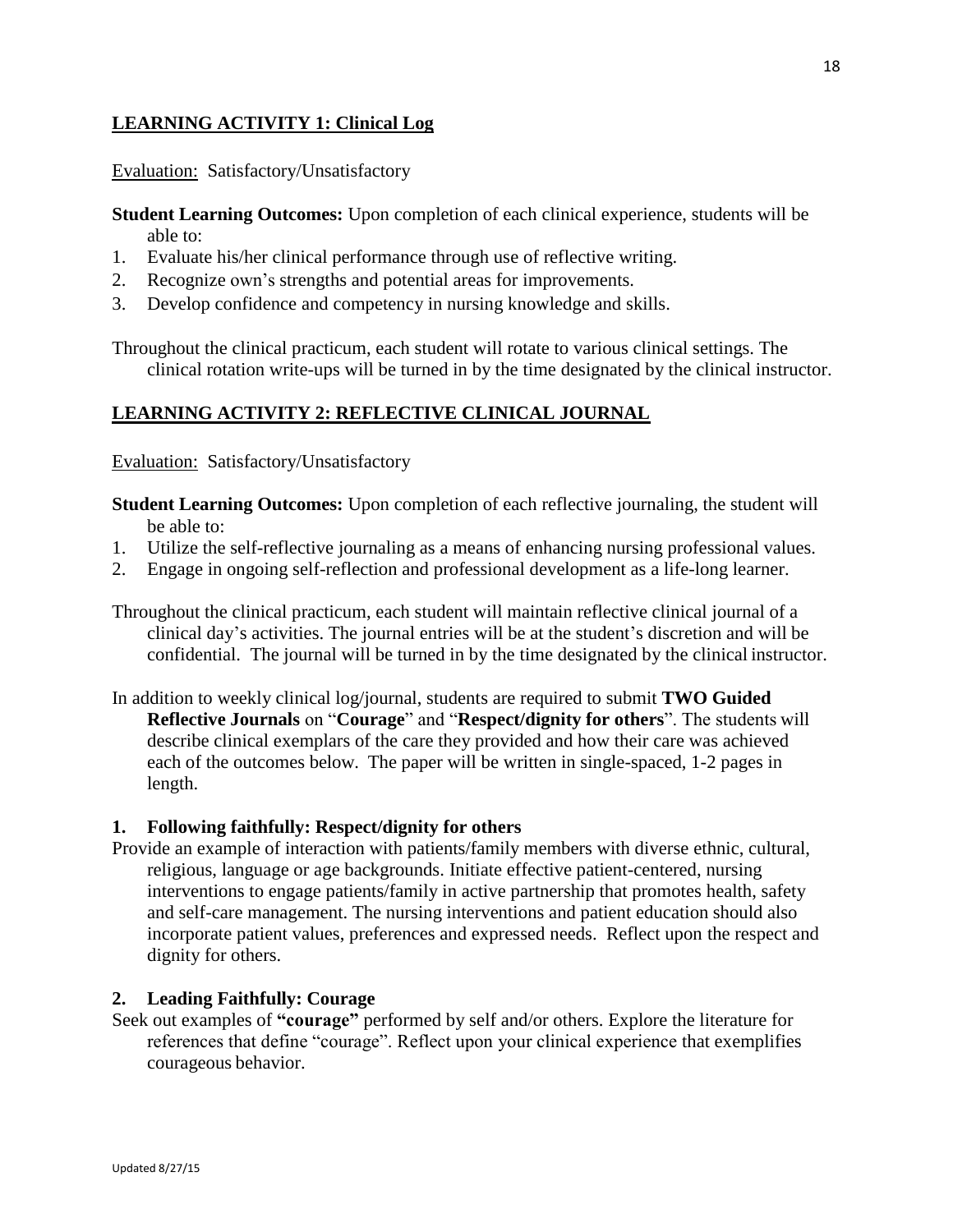## LEARNING ACTIVITY 1: Clinical Log

Evaluation: Satisfactory/Unsatisfactory

**Student Learning Outcomes:** Upon completion of each clinical experience, students will be able to:

1. Evaluate his/her clinical performance through use of reflective writing.
2. Recognize own's strengths and potential areas for improvements.
3. Develop confidence and competency in nursing knowledge and skills.

Throughout the clinical practicum, each student will rotate to various clinical settings. The clinical rotation write-ups will be turned in by the time designated by the clinical instructor.

## LEARNING ACTIVITY 2: REFLECTIVE CLINICAL JOURNAL

Evaluation: Satisfactory/Unsatisfactory

**Student Learning Outcomes:** Upon completion of each reflective journaling, the student will be able to:

1. Utilize the self-reflective journaling as a means of enhancing nursing professional values.
2. Engage in ongoing self-reflection and professional development as a life-long learner.

Throughout the clinical practicum, each student will maintain reflective clinical journal of a clinical day's activities. The journal entries will be at the student's discretion and will be confidential. The journal will be turned in by the time designated by the clinical instructor.

In addition to weekly clinical log/journal, students are required to submit **TWO Guided Reflective Journals** on "**Courage**" and "**Respect/dignity for others**". The students will describe clinical exemplars of the care they provided and how their care was achieved each of the outcomes below. The paper will be written in single-spaced, 1-2 pages in length.

### 1. Following faithfully: Respect/dignity for others

Provide an example of interaction with patients/family members with diverse ethnic, cultural, religious, language or age backgrounds. Initiate effective patient-centered, nursing interventions to engage patients/family in active partnership that promotes health, safety and self-care management. The nursing interventions and patient education should also incorporate patient values, preferences and expressed needs. Reflect upon the respect and dignity for others.

### 2. Leading Faithfully: Courage

Seek out examples of **"courage"** performed by self and/or others. Explore the literature for references that define "courage". Reflect upon your clinical experience that exemplifies courageous behavior.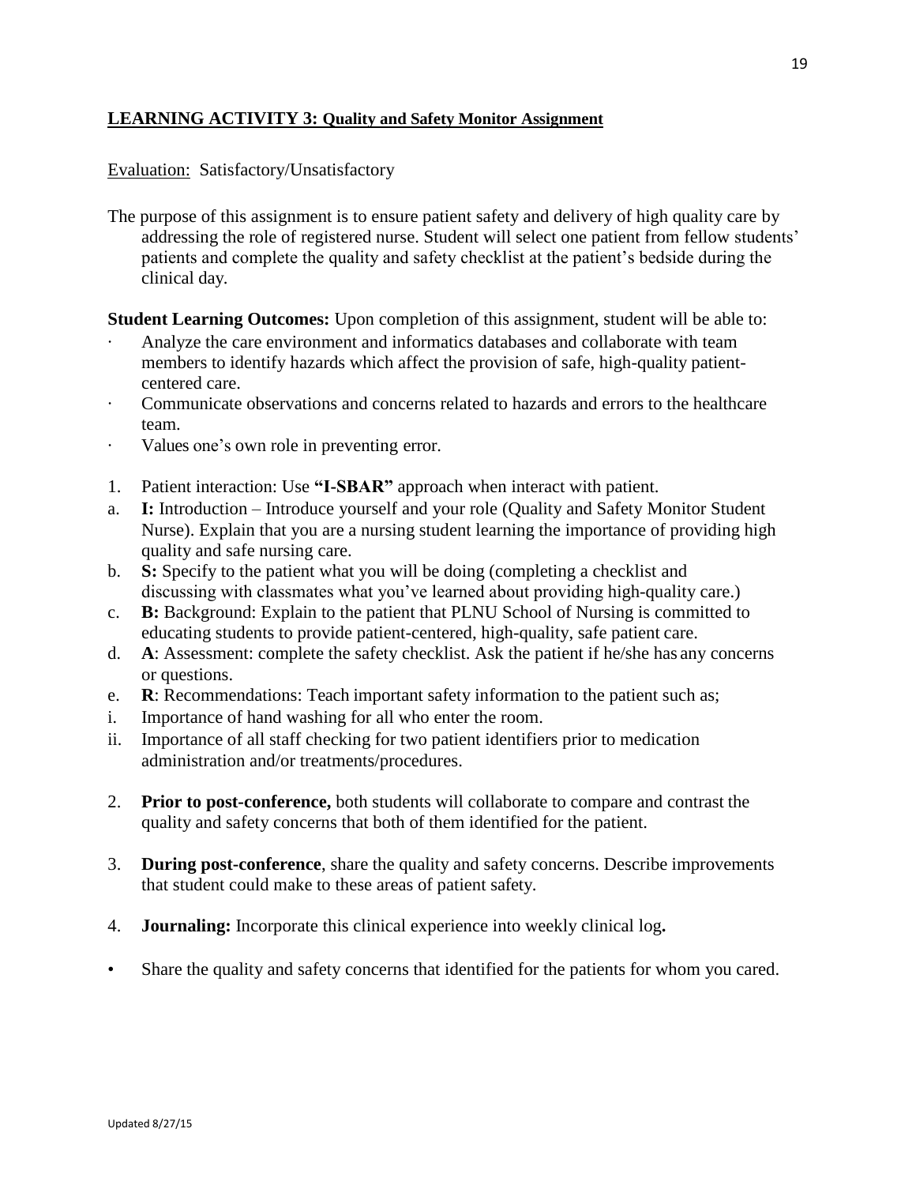**LEARNING ACTIVITY 3: Quality and Safety Monitor Assignment**

Evaluation: Satisfactory/Unsatisfactory

The purpose of this assignment is to ensure patient safety and delivery of high quality care by addressing the role of registered nurse. Student will select one patient from fellow students' patients and complete the quality and safety checklist at the patient's bedside during the clinical day.

**Student Learning Outcomes:** Upon completion of this assignment, student will be able to:

- Analyze the care environment and informatics databases and collaborate with team members to identify hazards which affect the provision of safe, high-quality patient-centered care.
- Communicate observations and concerns related to hazards and errors to the healthcare team.
- Values one's own role in preventing error.

1. Patient interaction: Use **"I-SBAR"** approach when interact with patient.
   a. **I:** Introduction – Introduce yourself and your role (Quality and Safety Monitor Student Nurse). Explain that you are a nursing student learning the importance of providing high quality and safe nursing care.
   b. **S:** Specify to the patient what you will be doing (completing a checklist and discussing with classmates what you've learned about providing high-quality care.)
   c. **B:** Background: Explain to the patient that PLNU School of Nursing is committed to educating students to provide patient-centered, high-quality, safe patient care.
   d. **A**: Assessment: complete the safety checklist. Ask the patient if he/she has any concerns or questions.
   e. **R**: Recommendations: Teach important safety information to the patient such as;
      i. Importance of hand washing for all who enter the room.
      ii. Importance of all staff checking for two patient identifiers prior to medication administration and/or treatments/procedures.

2. **Prior to post-conference,** both students will collaborate to compare and contrast the quality and safety concerns that both of them identified for the patient.

3. **During post-conference**, share the quality and safety concerns. Describe improvements that student could make to these areas of patient safety.

4. **Journaling:** Incorporate this clinical experience into weekly clinical log**.**

- Share the quality and safety concerns that identified for the patients for whom you cared.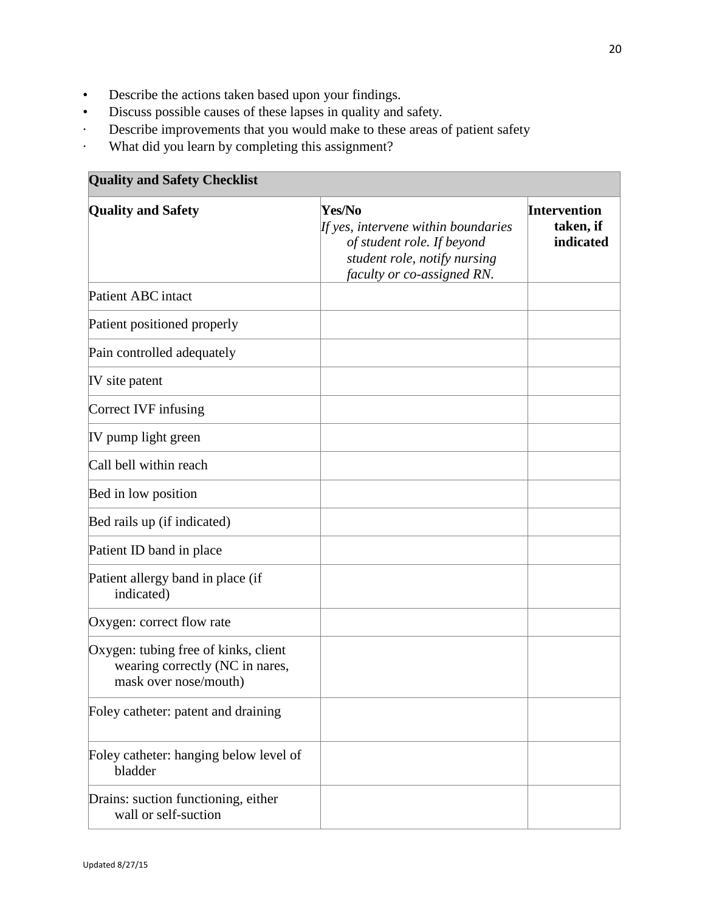- Describe the actions taken based upon your findings.
- Discuss possible causes of these lapses in quality and safety.
- Describe improvements that you would make to these areas of patient safety
- What did you learn by completing this assignment?

| **Quality and Safety Checklist** | | |
|---|---|---|
| **Quality and Safety** | **Yes/No** *If yes, intervene within boundaries of student role. If beyond student role, notify nursing faculty or co-assigned RN.* | **Intervention taken, if indicated** |
| Patient ABC intact | | |
| Patient positioned properly | | |
| Pain controlled adequately | | |
| IV site patent | | |
| Correct IVF infusing | | |
| IV pump light green | | |
| Call bell within reach | | |
| Bed in low position | | |
| Bed rails up (if indicated) | | |
| Patient ID band in place | | |
| Patient allergy band in place (if indicated) | | |
| Oxygen: correct flow rate | | |
| Oxygen: tubing free of kinks, client wearing correctly (NC in nares, mask over nose/mouth) | | |
| Foley catheter: patent and draining | | |
| Foley catheter: hanging below level of bladder | | |
| Drains: suction functioning, either wall or self-suction | | |

Updated 8/27/15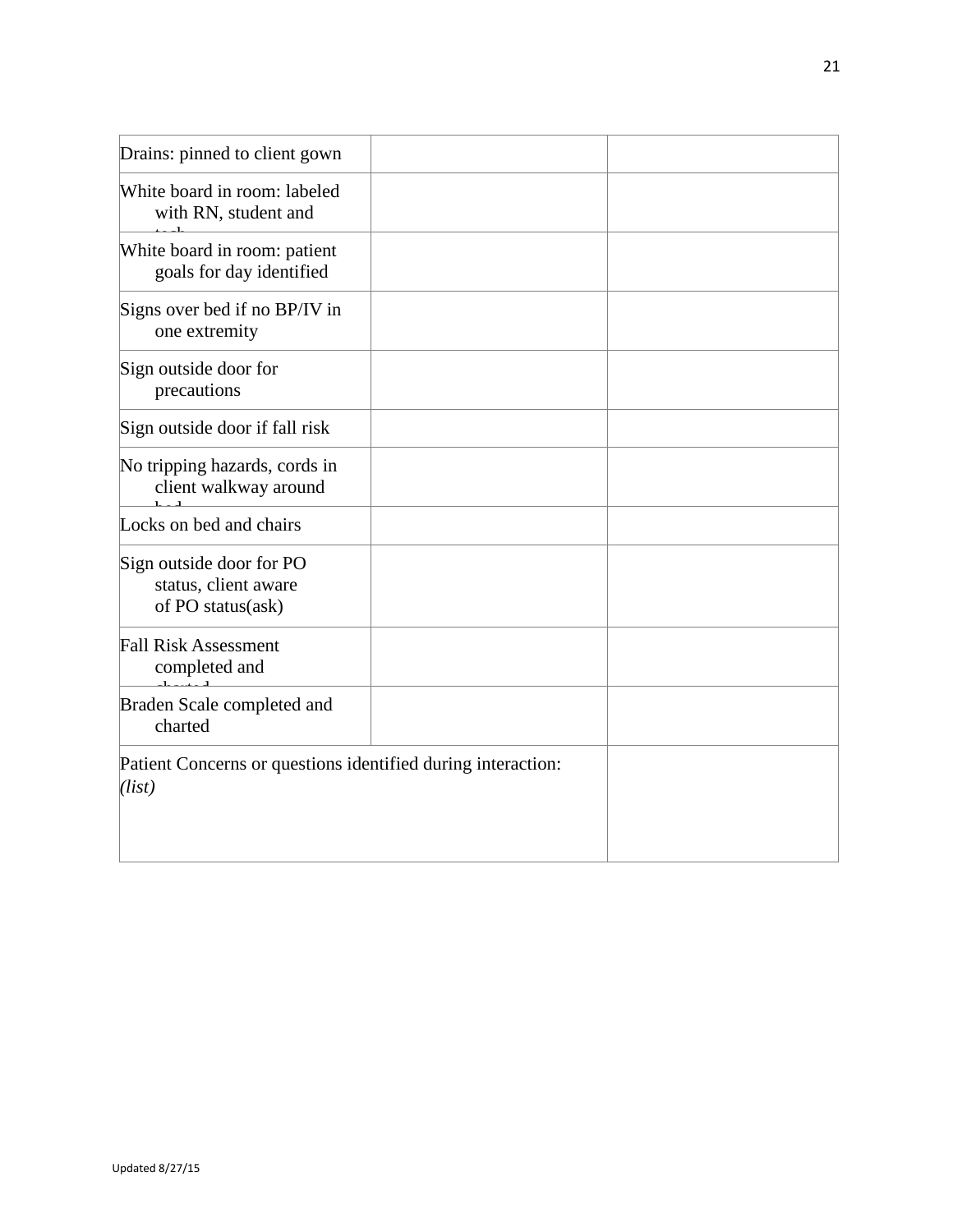| Drains: pinned to client gown | | |
|---|---|---|
| White board in room: labeled with RN, student and tech | | |
| White board in room: patient goals for day identified | | |
| Signs over bed if no BP/IV in one extremity | | |
| Sign outside door for precautions | | |
| Sign outside door if fall risk | | |
| No tripping hazards, cords in client walkway around bed | | |
| Locks on bed and chairs | | |
| Sign outside door for PO status, client aware of PO status(ask) | | |
| Fall Risk Assessment completed and charted | | |
| Braden Scale completed and charted | | |
| Patient Concerns or questions identified during interaction: *(list)* | | |

Updated 8/27/15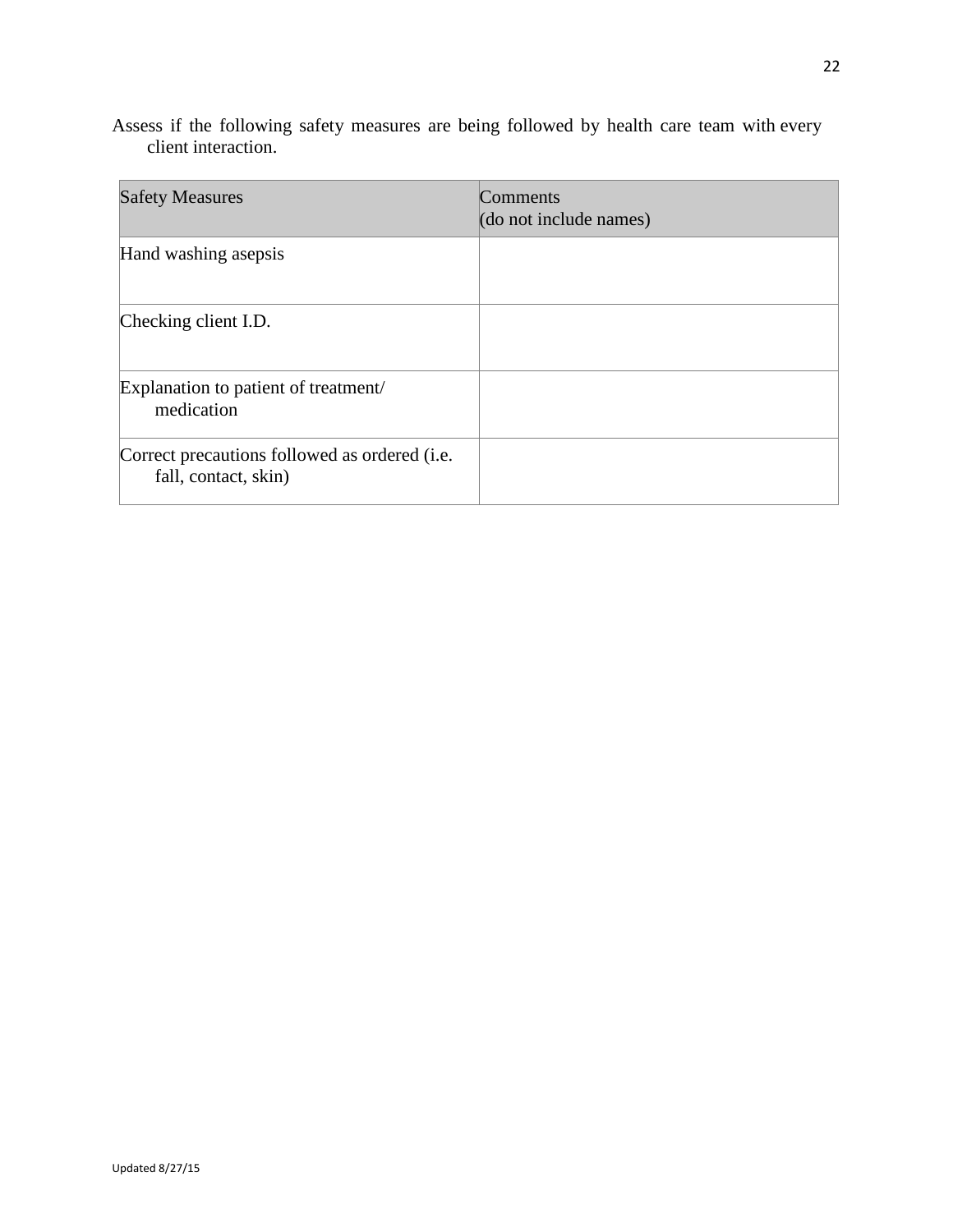Assess if the following safety measures are being followed by health care team with every client interaction.

| Safety Measures | Comments (do not include names) |
|---|---|
| Hand washing asepsis | |
| Checking client I.D. | |
| Explanation to patient of treatment/ medication | |
| Correct precautions followed as ordered (i.e. fall, contact, skin) | |

Updated 8/27/15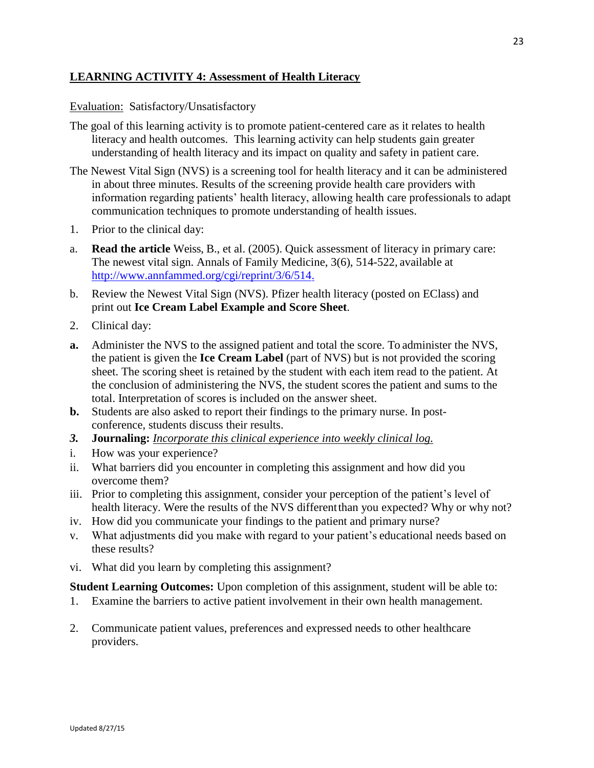## LEARNING ACTIVITY 4: Assessment of Health Literacy

Evaluation: Satisfactory/Unsatisfactory

The goal of this learning activity is to promote patient-centered care as it relates to health literacy and health outcomes. This learning activity can help students gain greater understanding of health literacy and its impact on quality and safety in patient care.

The Newest Vital Sign (NVS) is a screening tool for health literacy and it can be administered in about three minutes. Results of the screening provide health care providers with information regarding patients' health literacy, allowing health care professionals to adapt communication techniques to promote understanding of health issues.

1. Prior to the clinical day:

a. **Read the article** Weiss, B., et al. (2005). Quick assessment of literacy in primary care: The newest vital sign. Annals of Family Medicine, 3(6), 514-522, available at [http://www.annfammed.org/cgi/reprint/3/6/514.](http://www.annfammed.org/cgi/reprint/3/6/514)

b. Review the Newest Vital Sign (NVS). Pfizer health literacy (posted on EClass) and print out **Ice Cream Label Example and Score Sheet**.

2. Clinical day:

**a.** Administer the NVS to the assigned patient and total the score. To administer the NVS, the patient is given the **Ice Cream Label** (part of NVS) but is not provided the scoring sheet. The scoring sheet is retained by the student with each item read to the patient. At the conclusion of administering the NVS, the student scores the patient and sums to the total. Interpretation of scores is included on the answer sheet.

**b.** Students are also asked to report their findings to the primary nurse. In post-conference, students discuss their results.

***3.*** **Journaling:** *Incorporate this clinical experience into weekly clinical log.*

i. How was your experience?

ii. What barriers did you encounter in completing this assignment and how did you overcome them?

iii. Prior to completing this assignment, consider your perception of the patient's level of health literacy. Were the results of the NVS different than you expected? Why or why not?

iv. How did you communicate your findings to the patient and primary nurse?

v. What adjustments did you make with regard to your patient's educational needs based on these results?

vi. What did you learn by completing this assignment?

**Student Learning Outcomes:** Upon completion of this assignment, student will be able to:

1. Examine the barriers to active patient involvement in their own health management.

2. Communicate patient values, preferences and expressed needs to other healthcare providers.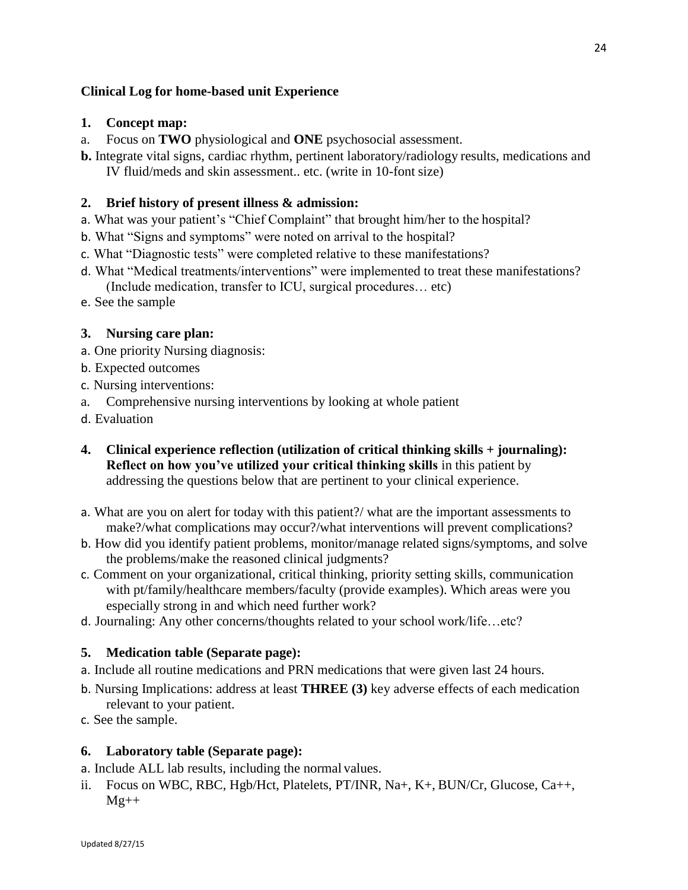### Clinical Log for home-based unit Experience

**1. Concept map:**

a. Focus on **TWO** physiological and **ONE** psychosocial assessment.

**b.** Integrate vital signs, cardiac rhythm, pertinent laboratory/radiology results, medications and IV fluid/meds and skin assessment.. etc. (write in 10-font size)

**2. Brief history of present illness & admission:**

a. What was your patient's "Chief Complaint" that brought him/her to the hospital?

b. What "Signs and symptoms" were noted on arrival to the hospital?

c. What "Diagnostic tests" were completed relative to these manifestations?

d. What "Medical treatments/interventions" were implemented to treat these manifestations? (Include medication, transfer to ICU, surgical procedures… etc)

e. See the sample

**3. Nursing care plan:**

a. One priority Nursing diagnosis:

b. Expected outcomes

c. Nursing interventions:

a. Comprehensive nursing interventions by looking at whole patient

d. Evaluation

**4. Clinical experience reflection (utilization of critical thinking skills + journaling): Reflect on how you've utilized your critical thinking skills** in this patient by addressing the questions below that are pertinent to your clinical experience.

a. What are you on alert for today with this patient?/ what are the important assessments to make?/what complications may occur?/what interventions will prevent complications?

b. How did you identify patient problems, monitor/manage related signs/symptoms, and solve the problems/make the reasoned clinical judgments?

c. Comment on your organizational, critical thinking, priority setting skills, communication with pt/family/healthcare members/faculty (provide examples). Which areas were you especially strong in and which need further work?

d. Journaling: Any other concerns/thoughts related to your school work/life…etc?

**5. Medication table (Separate page):**

a. Include all routine medications and PRN medications that were given last 24 hours.

b. Nursing Implications: address at least **THREE (3)** key adverse effects of each medication relevant to your patient.

c. See the sample.

**6. Laboratory table (Separate page):**

a. Include ALL lab results, including the normal values.

ii. Focus on WBC, RBC, Hgb/Hct, Platelets, PT/INR, Na+, K+, BUN/Cr, Glucose, Ca++, Mg++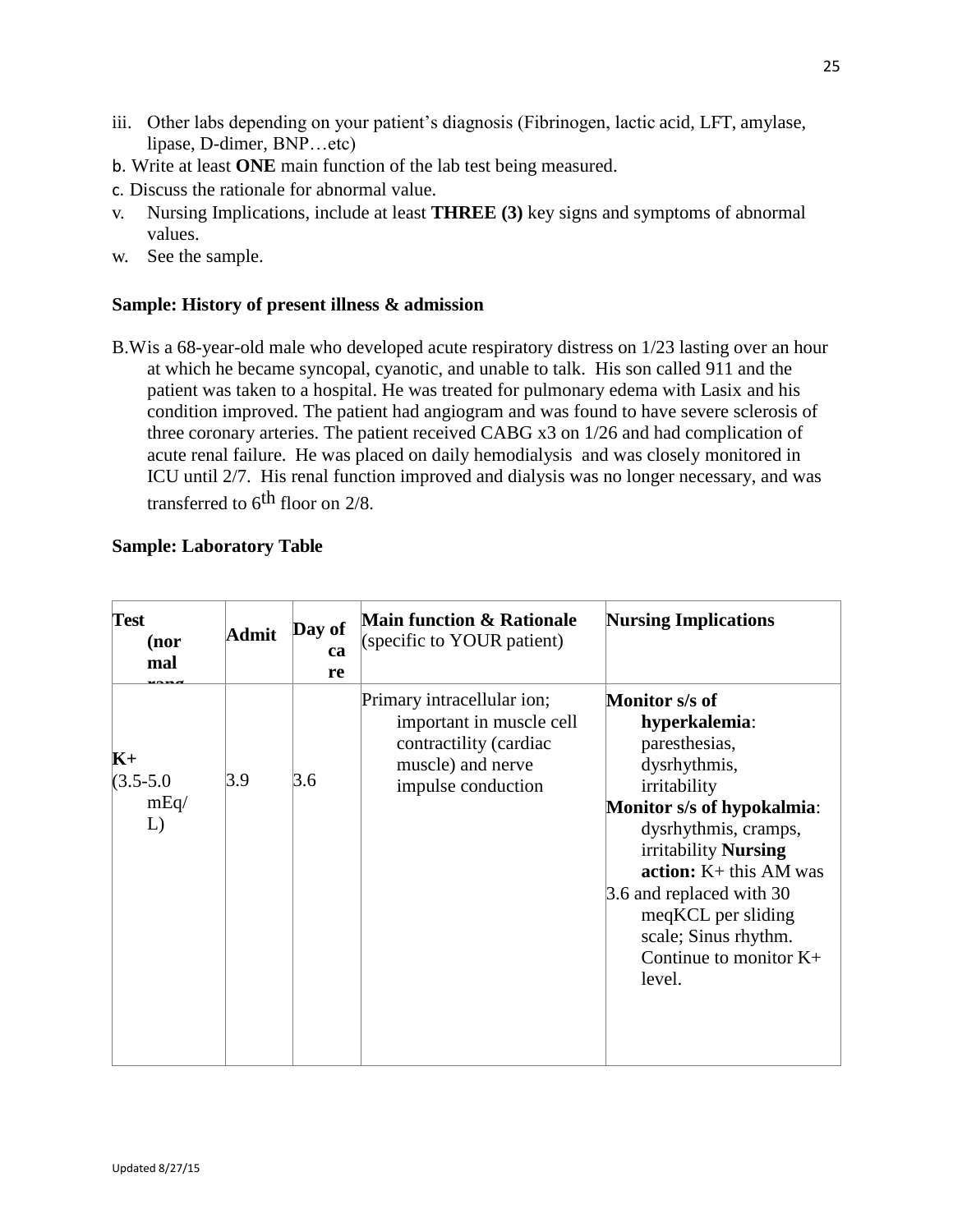iii. Other labs depending on your patient's diagnosis (Fibrinogen, lactic acid, LFT, amylase, lipase, D-dimer, BNP…etc)

b. Write at least **ONE** main function of the lab test being measured.

c. Discuss the rationale for abnormal value.

v. Nursing Implications, include at least **THREE (3)** key signs and symptoms of abnormal values.

w. See the sample.

### Sample: History of present illness & admission

B.Wis a 68-year-old male who developed acute respiratory distress on 1/23 lasting over an hour at which he became syncopal, cyanotic, and unable to talk. His son called 911 and the patient was taken to a hospital. He was treated for pulmonary edema with Lasix and his condition improved. The patient had angiogram and was found to have severe sclerosis of three coronary arteries. The patient received CABG x3 on 1/26 and had complication of acute renal failure. He was placed on daily hemodialysis and was closely monitored in ICU until 2/7. His renal function improved and dialysis was no longer necessary, and was transferred to 6th floor on 2/8.

### Sample: Laboratory Table

| **Test (normal range)** | **Admit** | **Day of care** | **Main function & Rationale** (specific to YOUR patient) | **Nursing Implications** |
|---|---|---|---|---|
| **K+** (3.5-5.0 mEq/L) | 3.9 | 3.6 | Primary intracellular ion; important in muscle cell contractility (cardiac muscle) and nerve impulse conduction | **Monitor s/s of hyperkalemia**: paresthesias, dysrhythmis, irritability **Monitor s/s of hypokalmia**: dysrhythmis, cramps, irritability **Nursing action:** K+ this AM was 3.6 and replaced with 30 meqKCL per sliding scale; Sinus rhythm. Continue to monitor K+ level. |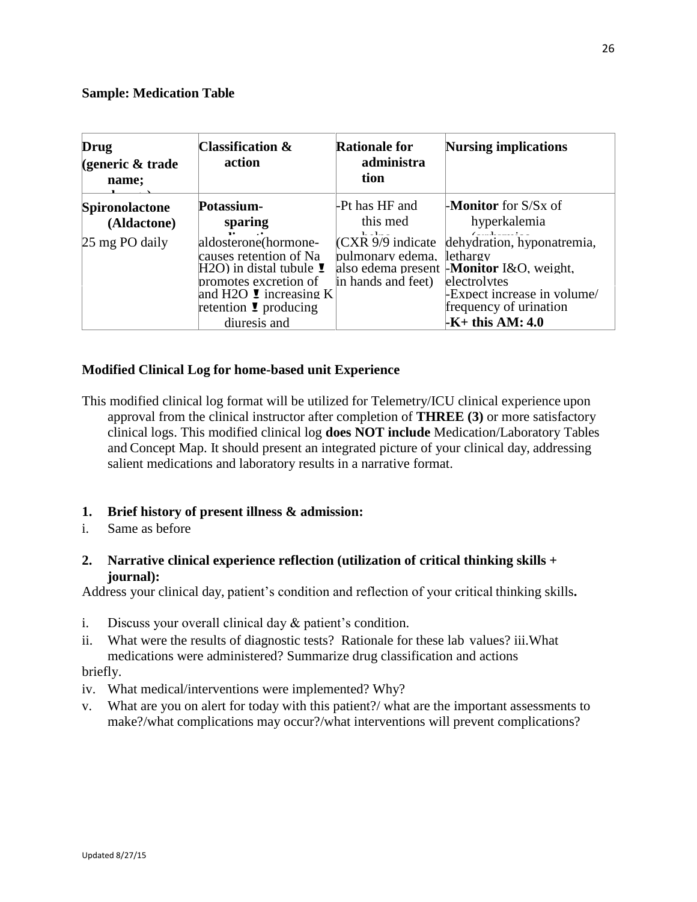**Sample: Medication Table**

| Drug (generic & trade name; | Classification & action | Rationale for administration | Nursing implications |
|---|---|---|---|
| **Spironolactone (Aldactone)** 25 mg PO daily | **Potassium-sparing** aldosterone(hormone-causes retention of Na H2O) in distal tubule ❢ promotes excretion of and H2O ❢ increasing K retention ❢ producing diuresis and | -Pt has HF and this med (CXR 9/9 indicate pulmonary edema, also edema present in hands and feet) | -**Monitor** for S/Sx of hyperkalemia dehydration, hyponatremia, lethargy -**Monitor** I&O, weight, electrolytes -Expect increase in volume/ frequency of urination -**K+ this AM: 4.0** |

**Modified Clinical Log for home-based unit Experience**

This modified clinical log format will be utilized for Telemetry/ICU clinical experience upon approval from the clinical instructor after completion of **THREE (3)** or more satisfactory clinical logs. This modified clinical log **does NOT include** Medication/Laboratory Tables and Concept Map. It should present an integrated picture of your clinical day, addressing salient medications and laboratory results in a narrative format.

**1. Brief history of present illness & admission:**

i. Same as before

**2. Narrative clinical experience reflection (utilization of critical thinking skills + journal):**

Address your clinical day, patient's condition and reflection of your critical thinking skills**.**

i. Discuss your overall clinical day & patient's condition.
ii. What were the results of diagnostic tests? Rationale for these lab values? iii.What medications were administered? Summarize drug classification and actions briefly.
iv. What medical/interventions were implemented? Why?
v. What are you on alert for today with this patient?/ what are the important assessments to make?/what complications may occur?/what interventions will prevent complications?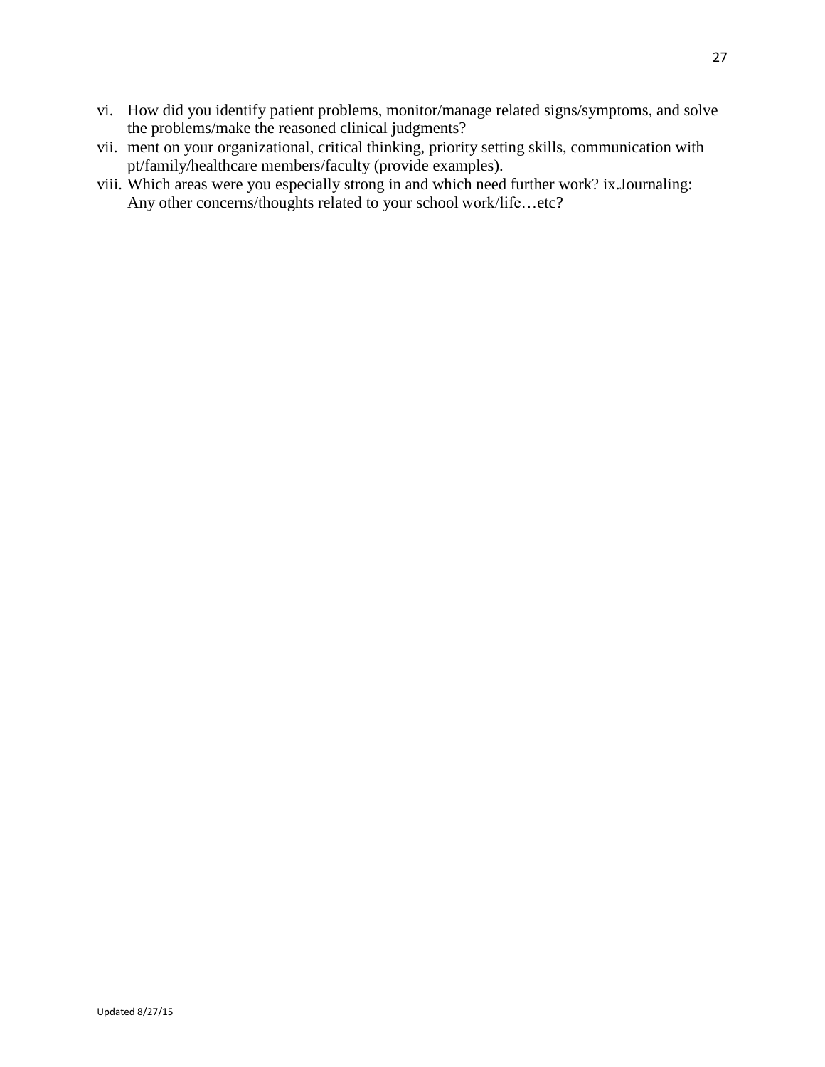vi. How did you identify patient problems, monitor/manage related signs/symptoms, and solve the problems/make the reasoned clinical judgments?

vii. ment on your organizational, critical thinking, priority setting skills, communication with pt/family/healthcare members/faculty (provide examples).

viii. Which areas were you especially strong in and which need further work? ix.Journaling: Any other concerns/thoughts related to your school work/life…etc?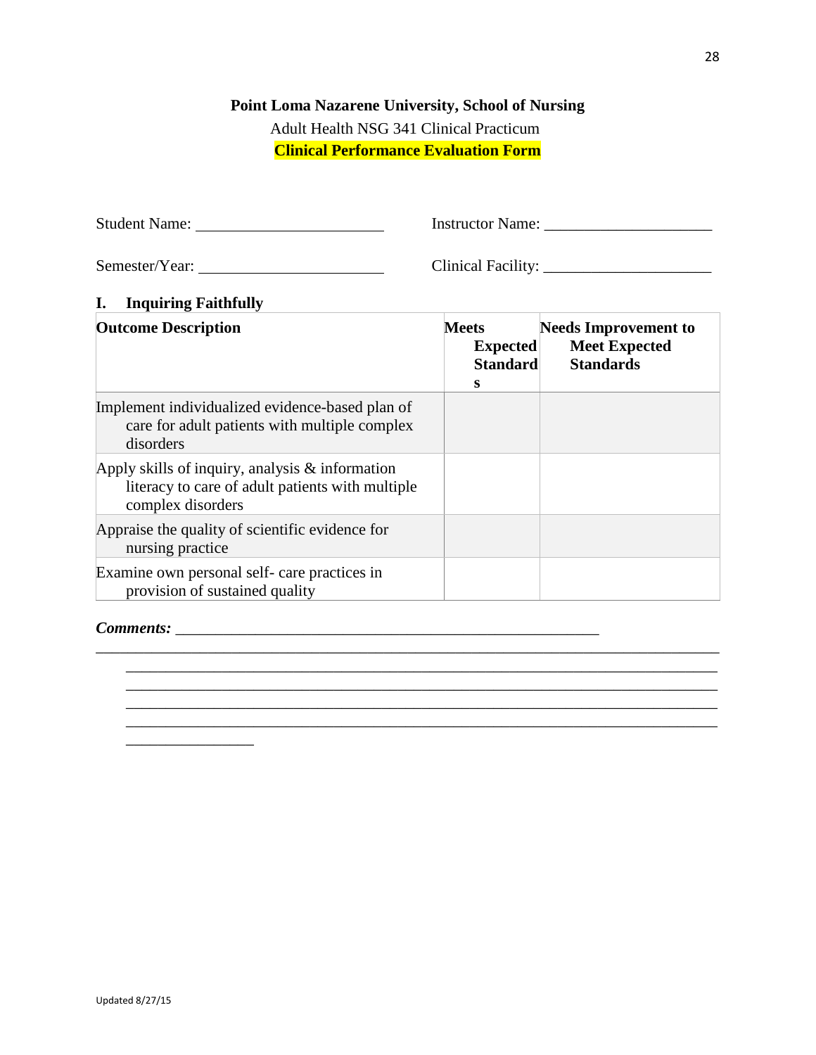**Point Loma Nazarene University, School of Nursing**

Adult Health NSG 341 Clinical Practicum

**Clinical Performance Evaluation Form**

Student Name: ______________________ Instructor Name: ____________________

Semester/Year: ______________________ Clinical Facility: ____________________

## I. Inquiring Faithfully

| Outcome Description | Meets Expected Standards | Needs Improvement to Meet Expected Standards |
|---|---|---|
| Implement individualized evidence-based plan of care for adult patients with multiple complex disorders | | |
| Apply skills of inquiry, analysis & information literacy to care of adult patients with multiple complex disorders | | |
| Appraise the quality of scientific evidence for nursing practice | | |
| Examine own personal self- care practices in provision of sustained quality | | |

***Comments:*** ____________________________________________________
______________________________________________________________________________
______________________________________________________________________________
______________________________________________________________________________
______________________________________________________________________________
______________________________________________________________________________
________________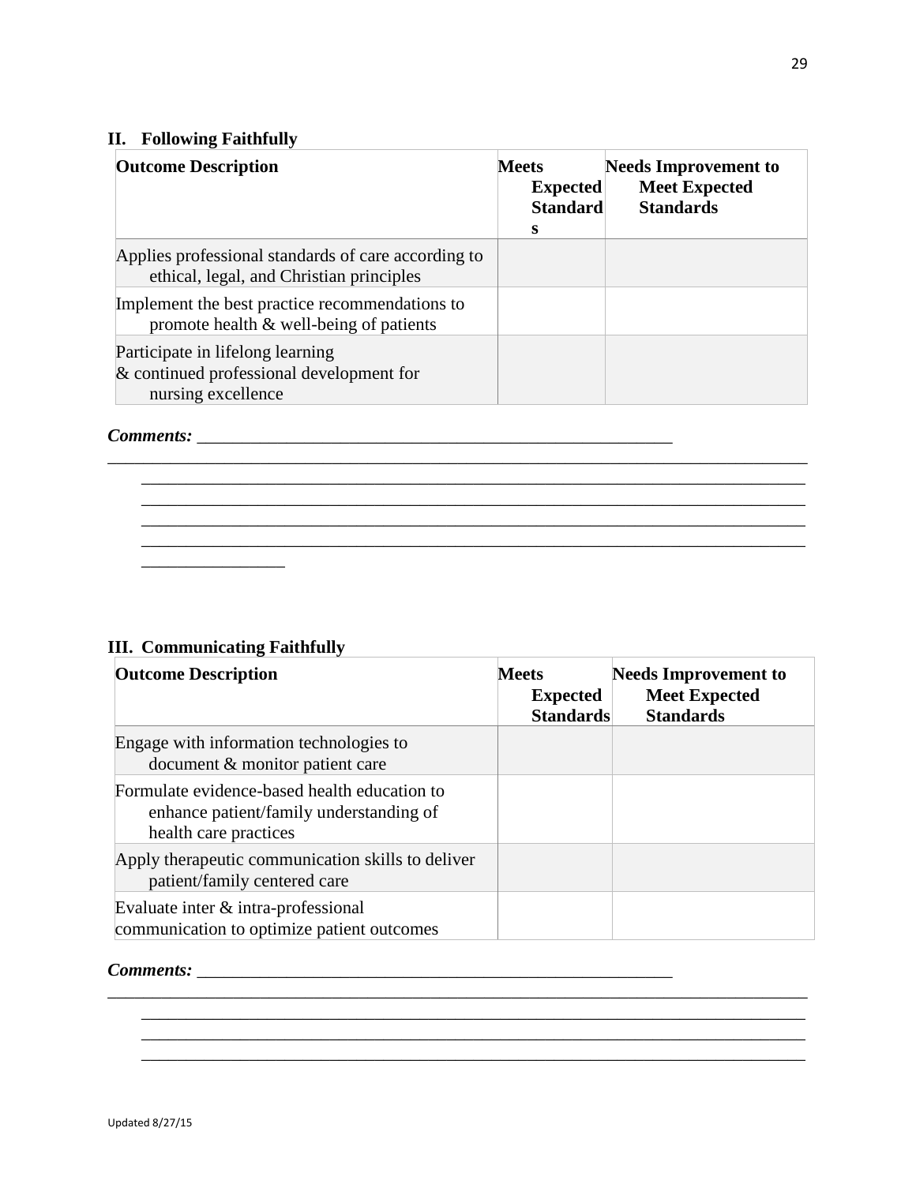## II. Following Faithfully

| Outcome Description | Meets Expected Standards | Needs Improvement to Meet Expected Standards |
|---|---|---|
| Applies professional standards of care according to ethical, legal, and Christian principles | | |
| Implement the best practice recommendations to promote health & well-being of patients | | |
| Participate in lifelong learning & continued professional development for nursing excellence | | |

***Comments:*** ________________________________________________________
______________________________________________________________________________
______________________________________________________________________________
______________________________________________________________________________
______________________________________________________________________________
______________________________________________________________________________
_________________

## III. Communicating Faithfully

| Outcome Description | Meets Expected Standards | Needs Improvement to Meet Expected Standards |
|---|---|---|
| Engage with information technologies to document & monitor patient care | | |
| Formulate evidence-based health education to enhance patient/family understanding of health care practices | | |
| Apply therapeutic communication skills to deliver patient/family centered care | | |
| Evaluate inter & intra-professional communication to optimize patient outcomes | | |

***Comments:*** ________________________________________________________
______________________________________________________________________________
______________________________________________________________________________
______________________________________________________________________________
______________________________________________________________________________

Updated 8/27/15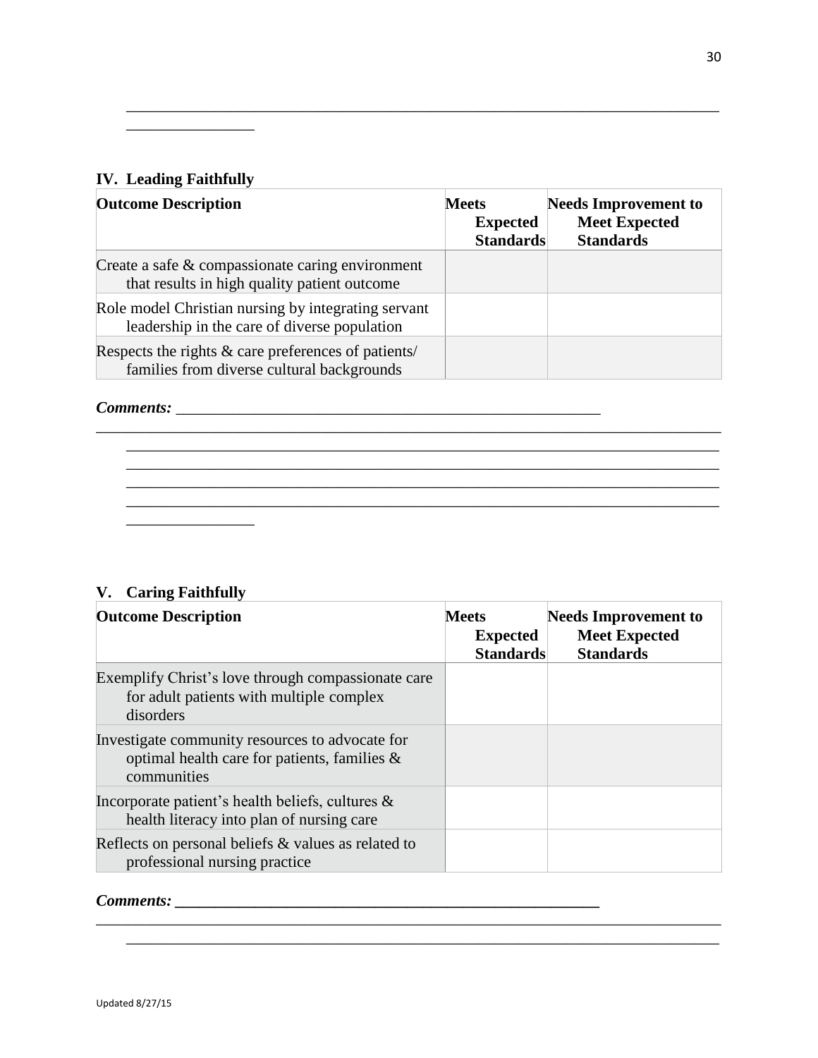________________________________________________________________________________
________________

### IV. Leading Faithfully

| Outcome Description | Meets Expected Standards | Needs Improvement to Meet Expected Standards |
|---|---|---|
| Create a safe & compassionate caring environment that results in high quality patient outcome | | |
| Role model Christian nursing by integrating servant leadership in the care of diverse population | | |
| Respects the rights & care preferences of patients/ families from diverse cultural backgrounds | | |

***Comments:*** _______________________________________________________
________________________________________________________________________________
________________________________________________________________________________
________________________________________________________________________________
________________________________________________________________________________
________________________________________________________________________________
________________

### V. Caring Faithfully

| Outcome Description | Meets Expected Standards | Needs Improvement to Meet Expected Standards |
|---|---|---|
| Exemplify Christ's love through compassionate care for adult patients with multiple complex disorders | | |
| Investigate community resources to advocate for optimal health care for patients, families & communities | | |
| Incorporate patient's health beliefs, cultures & health literacy into plan of nursing care | | |
| Reflects on personal beliefs & values as related to professional nursing practice | | |

***Comments:*** _______________________________________________________
________________________________________________________________________________
________________________________________________________________________________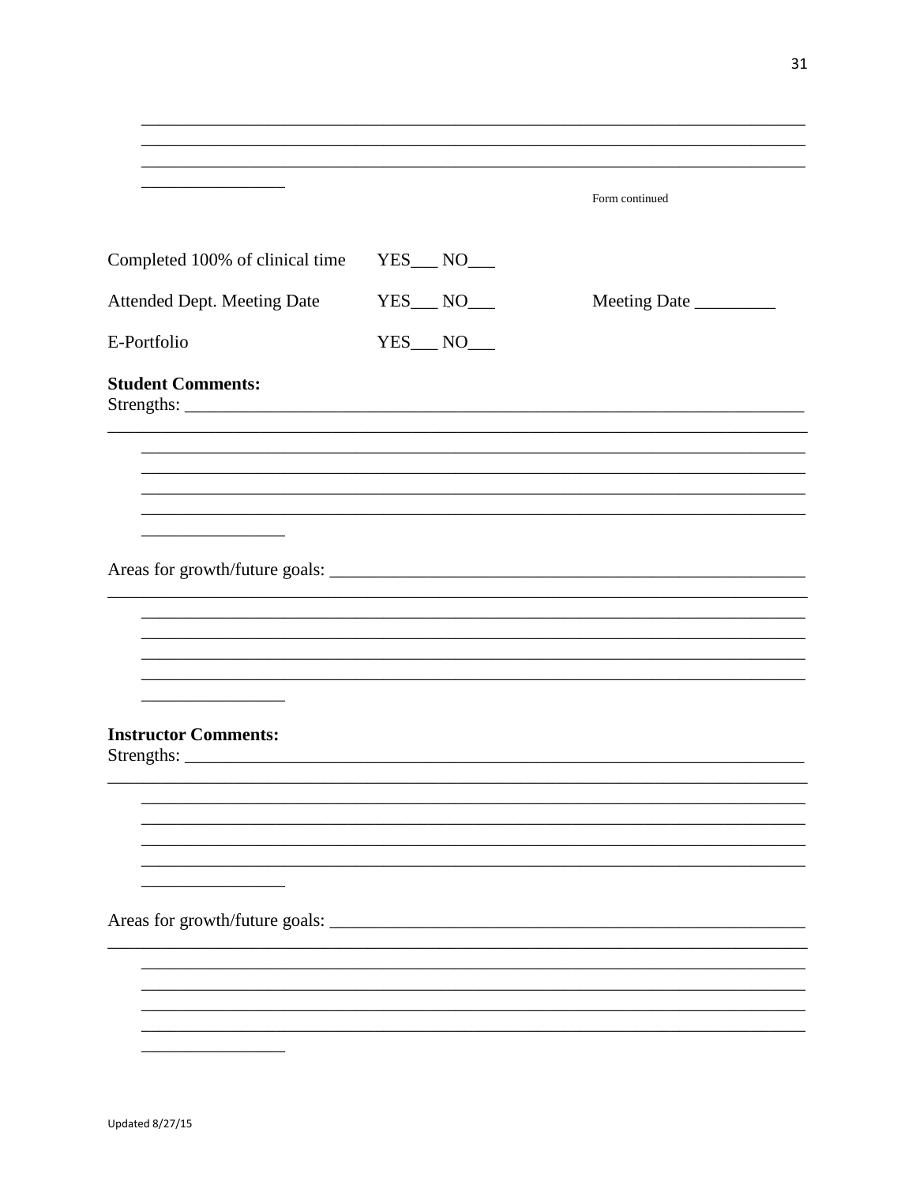________________________________________________________________________
________________________________________________________________________
________________________________________________________________________
_______________

Form continued

Completed 100% of clinical time YES___ NO___

Attended Dept. Meeting Date YES___ NO___ Meeting Date _________

E-Portfolio YES___ NO___

**Student Comments:**

Strengths: ________________________________________________________________
________________________________________________________________________
________________________________________________________________________
________________________________________________________________________
________________________________________________________________________
________________________________________________________________________
_______________

Areas for growth/future goals: ___________________________________________
________________________________________________________________________
________________________________________________________________________
________________________________________________________________________
________________________________________________________________________
________________________________________________________________________
_______________

**Instructor Comments:**

Strengths: ________________________________________________________________
________________________________________________________________________
________________________________________________________________________
________________________________________________________________________
________________________________________________________________________
________________________________________________________________________
_______________

Areas for growth/future goals: ___________________________________________
________________________________________________________________________
________________________________________________________________________
________________________________________________________________________
________________________________________________________________________
________________________________________________________________________
_______________

Updated 8/27/15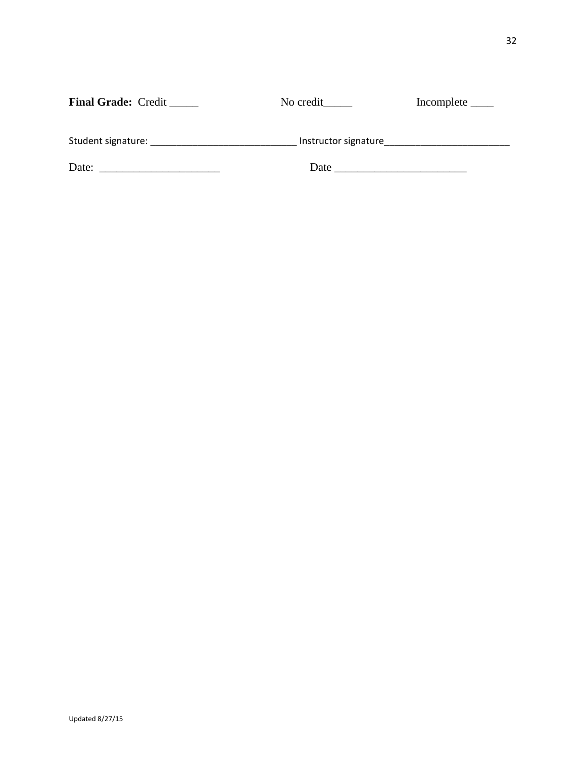**Final Grade:** Credit _____ No credit_____ Incomplete ____

Student signature: ____________________________ Instructor signature________________________

Date: _____________________ Date _______________________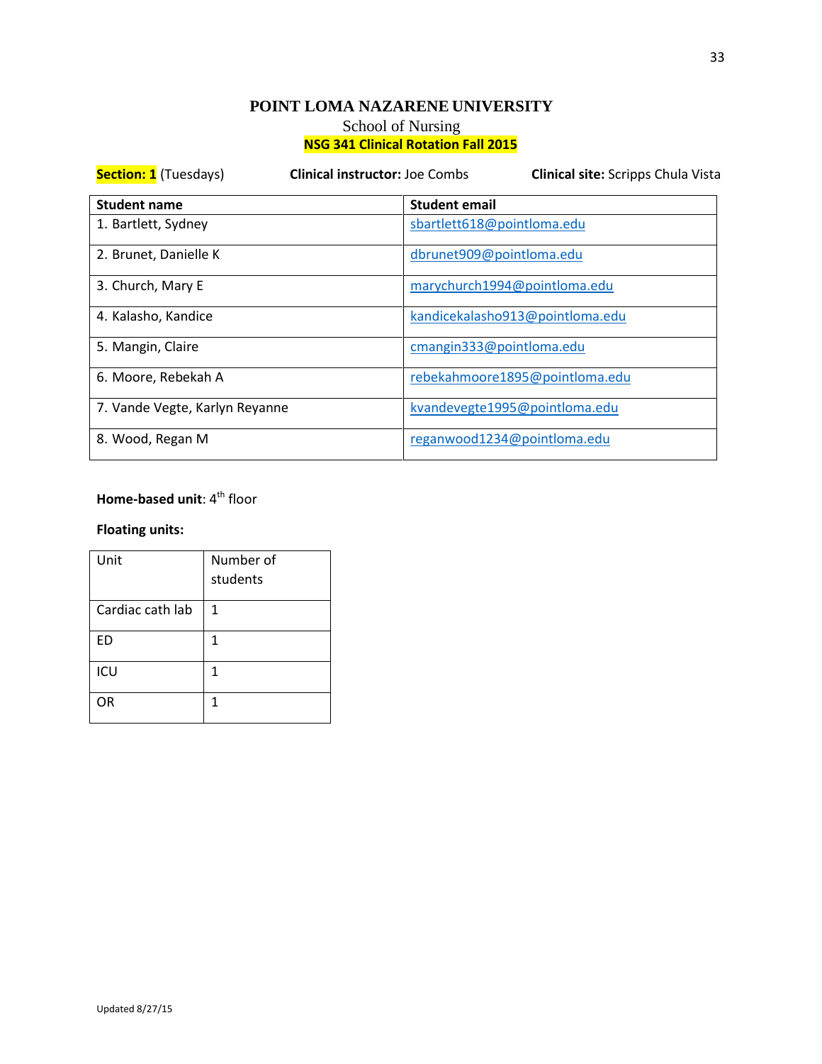# POINT LOMA NAZARENE UNIVERSITY

School of Nursing

**NSG 341 Clinical Rotation Fall 2015**

**Section: 1** (Tuesdays) **Clinical instructor:** Joe Combs **Clinical site:** Scripps Chula Vista

| Student name | Student email |
|---|---|
| 1. Bartlett, Sydney | sbartlett618@pointloma.edu |
| 2. Brunet, Danielle K | dbrunet909@pointloma.edu |
| 3. Church, Mary E | marychurch1994@pointloma.edu |
| 4. Kalasho, Kandice | kandicekalasho913@pointloma.edu |
| 5. Mangin, Claire | cmangin333@pointloma.edu |
| 6. Moore, Rebekah A | rebekahmoore1895@pointloma.edu |
| 7. Vande Vegte, Karlyn Reyanne | kvandevegte1995@pointloma.edu |
| 8. Wood, Regan M | reganwood1234@pointloma.edu |

**Home-based unit**: 4th floor

**Floating units:**

| Unit | Number of students |
|---|---|
| Cardiac cath lab | 1 |
| ED | 1 |
| ICU | 1 |
| OR | 1 |

Updated 8/27/15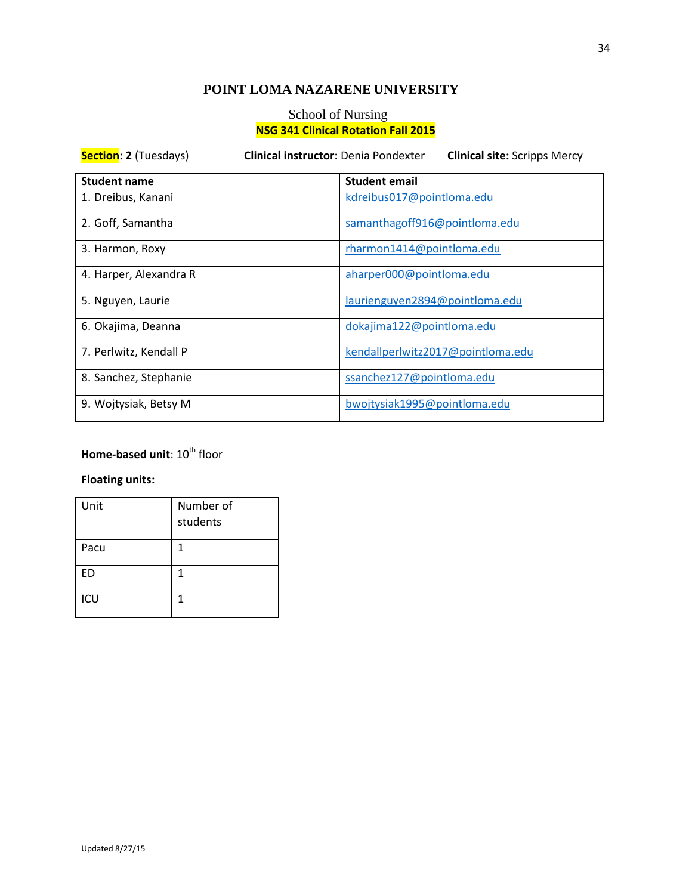# POINT LOMA NAZARENE UNIVERSITY

## School of Nursing

## NSG 341 Clinical Rotation Fall 2015

**Section: 2** (Tuesdays) **Clinical instructor:** Denia Pondexter **Clinical site:** Scripps Mercy

| Student name | Student email |
|---|---|
| 1. Dreibus, Kanani | kdreibus017@pointloma.edu |
| 2. Goff, Samantha | samanthagoff916@pointloma.edu |
| 3. Harmon, Roxy | rharmon1414@pointloma.edu |
| 4. Harper, Alexandra R | aharper000@pointloma.edu |
| 5. Nguyen, Laurie | laurienguyen2894@pointloma.edu |
| 6. Okajima, Deanna | dokajima122@pointloma.edu |
| 7. Perlwitz, Kendall P | kendallperlwitz2017@pointloma.edu |
| 8. Sanchez, Stephanie | ssanchez127@pointloma.edu |
| 9. Wojtysiak, Betsy M | bwojtysiak1995@pointloma.edu |

**Home-based unit**: 10th floor

**Floating units:**

| Unit | Number of students |
|---|---|
| Pacu | 1 |
| ED | 1 |
| ICU | 1 |

Updated 8/27/15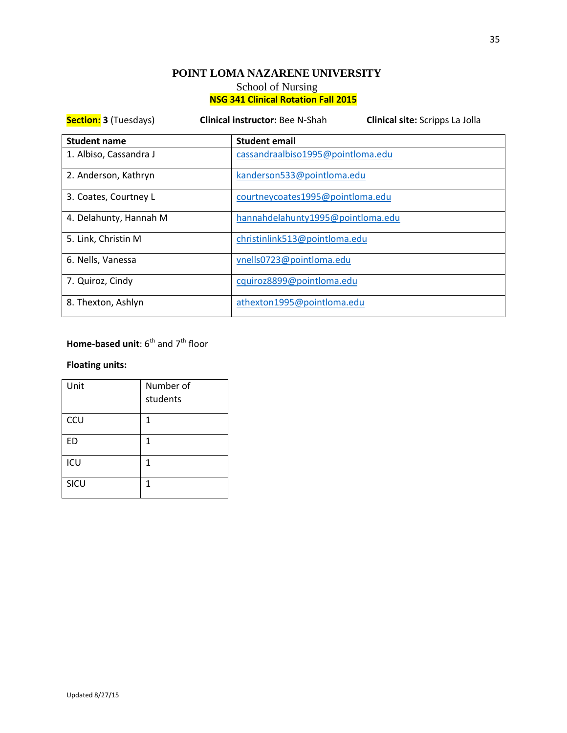# POINT LOMA NAZARENE UNIVERSITY

School of Nursing

**NSG 341 Clinical Rotation Fall 2015**

**Section: 3** (Tuesdays) **Clinical instructor:** Bee N-Shah **Clinical site:** Scripps La Jolla

| Student name | Student email |
|---|---|
| 1. Albiso, Cassandra J | cassandraalbiso1995@pointloma.edu |
| 2. Anderson, Kathryn | kanderson533@pointloma.edu |
| 3. Coates, Courtney L | courtneycoates1995@pointloma.edu |
| 4. Delahunty, Hannah M | hannahdelahunty1995@pointloma.edu |
| 5. Link, Christin M | christinlink513@pointloma.edu |
| 6. Nells, Vanessa | vnells0723@pointloma.edu |
| 7. Quiroz, Cindy | cquiroz8899@pointloma.edu |
| 8. Thexton, Ashlyn | athexton1995@pointloma.edu |

**Home-based unit**: 6th and 7th floor

**Floating units:**

| Unit | Number of students |
|---|---|
| CCU | 1 |
| ED | 1 |
| ICU | 1 |
| SICU | 1 |

Updated 8/27/15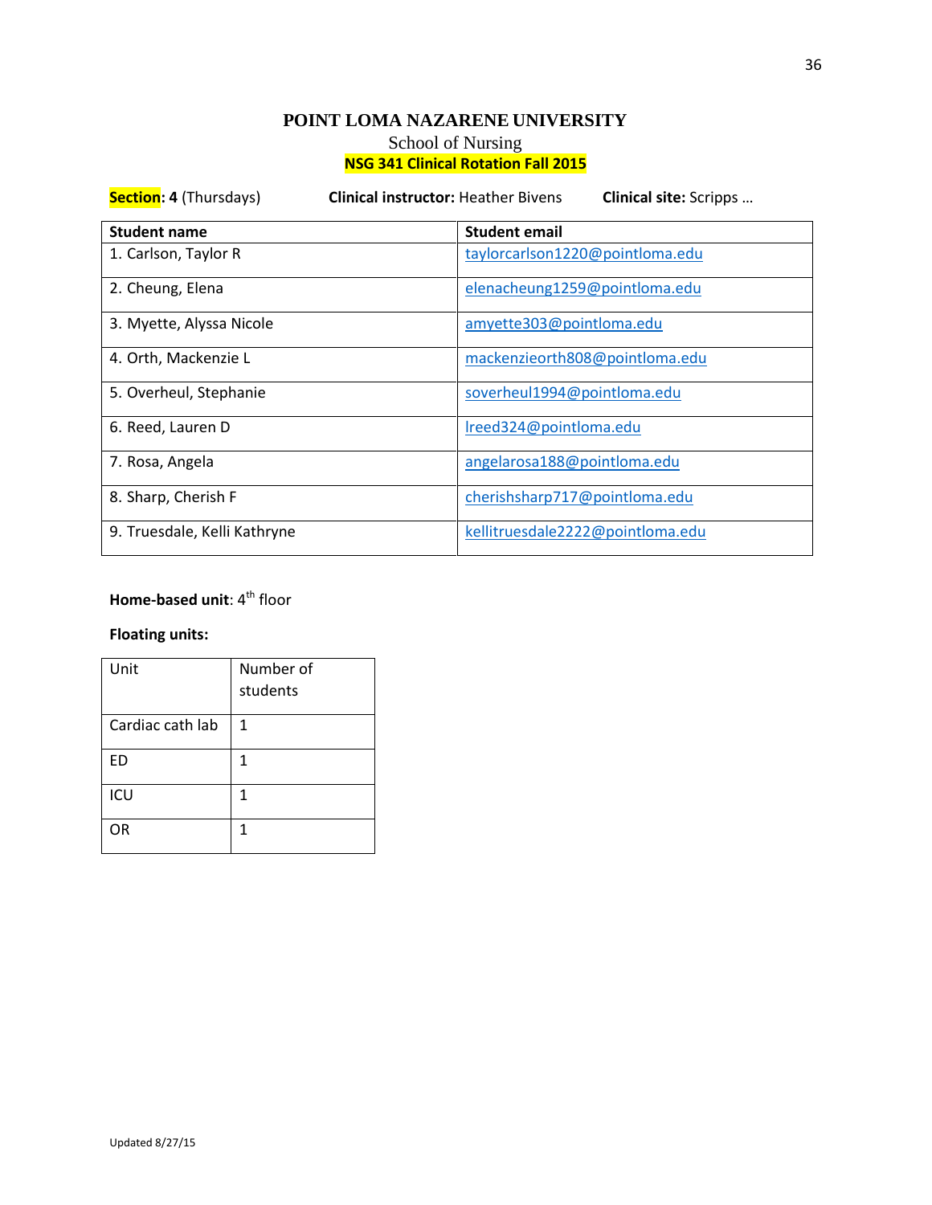**POINT LOMA NAZARENE UNIVERSITY**

School of Nursing

**NSG 341 Clinical Rotation Fall 2015**

**Section: 4** (Thursdays) **Clinical instructor:** Heather Bivens **Clinical site:** Scripps …

| **Student name** | **Student email** |
|---|---|
| 1. Carlson, Taylor R | taylorcarlson1220@pointloma.edu |
| 2. Cheung, Elena | elenacheung1259@pointloma.edu |
| 3. Myette, Alyssa Nicole | amyette303@pointloma.edu |
| 4. Orth, Mackenzie L | mackenzieorth808@pointloma.edu |
| 5. Overheul, Stephanie | soverheul1994@pointloma.edu |
| 6. Reed, Lauren D | lreed324@pointloma.edu |
| 7. Rosa, Angela | angelarosa188@pointloma.edu |
| 8. Sharp, Cherish F | cherishsharp717@pointloma.edu |
| 9. Truesdale, Kelli Kathryne | kellitruesdale2222@pointloma.edu |

**Home-based unit**: 4th floor

**Floating units:**

| Unit | Number of students |
|---|---|
| Cardiac cath lab | 1 |
| ED | 1 |
| ICU | 1 |
| OR | 1 |

Updated 8/27/15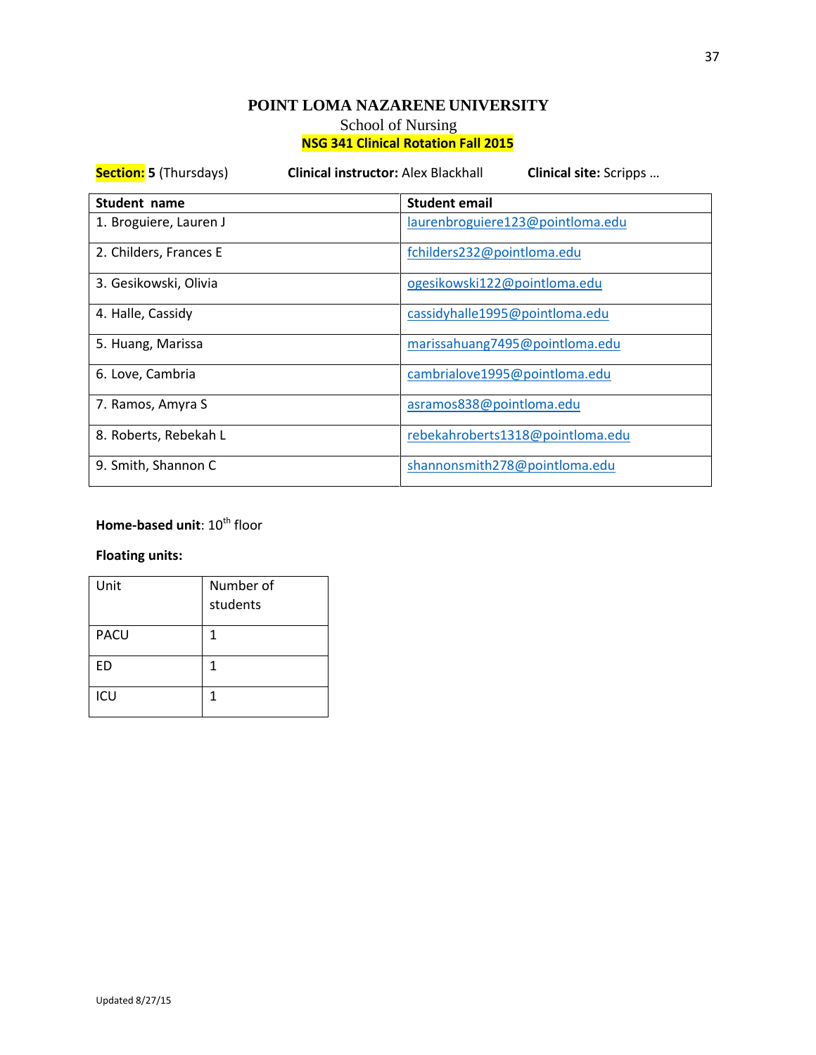# POINT LOMA NAZARENE UNIVERSITY

School of Nursing

**NSG 341 Clinical Rotation Fall 2015**

**Section:** **5** (Thursdays) **Clinical instructor:** Alex Blackhall **Clinical site:** Scripps …

| Student name | Student email |
|---|---|
| 1. Broguiere, Lauren J | laurenbroguiere123@pointloma.edu |
| 2. Childers, Frances E | fchilders232@pointloma.edu |
| 3. Gesikowski, Olivia | ogesikowski122@pointloma.edu |
| 4. Halle, Cassidy | cassidyhalle1995@pointloma.edu |
| 5. Huang, Marissa | marissahuang7495@pointloma.edu |
| 6. Love, Cambria | cambrialove1995@pointloma.edu |
| 7. Ramos, Amyra S | asramos838@pointloma.edu |
| 8. Roberts, Rebekah L | rebekahroberts1318@pointloma.edu |
| 9. Smith, Shannon C | shannonsmith278@pointloma.edu |

**Home-based unit**: 10th floor

**Floating units:**

| Unit | Number of students |
|---|---|
| PACU | 1 |
| ED | 1 |
| ICU | 1 |

Updated 8/27/15